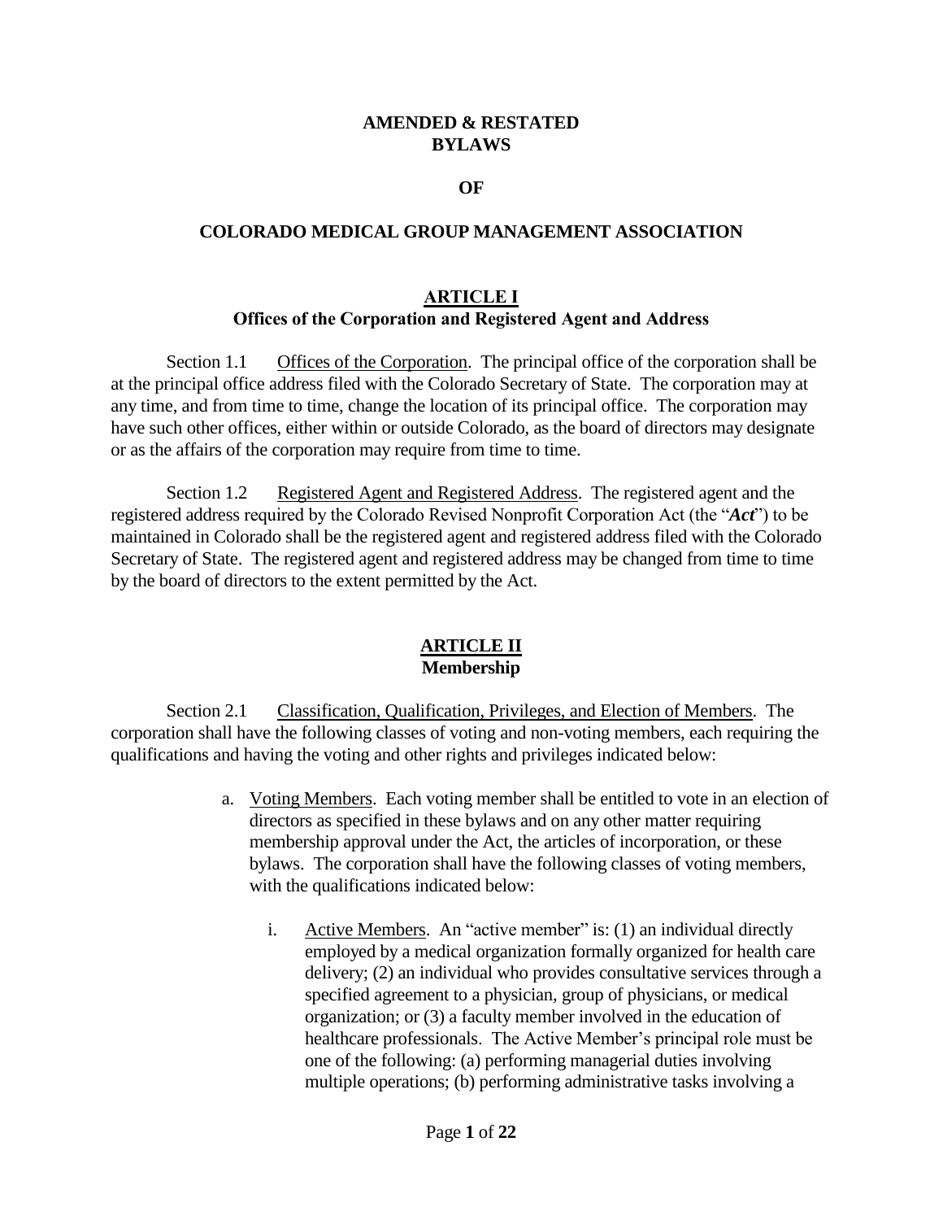# AMENDED & RESTATED BYLAWS

# OF

# COLORADO MEDICAL GROUP MANAGEMENT ASSOCIATION

## ARTICLE I
### Offices of the Corporation and Registered Agent and Address

Section 1.1 Offices of the Corporation. The principal office of the corporation shall be at the principal office address filed with the Colorado Secretary of State. The corporation may at any time, and from time to time, change the location of its principal office. The corporation may have such other offices, either within or outside Colorado, as the board of directors may designate or as the affairs of the corporation may require from time to time.

Section 1.2 Registered Agent and Registered Address. The registered agent and the registered address required by the Colorado Revised Nonprofit Corporation Act (the "***Act***") to be maintained in Colorado shall be the registered agent and registered address filed with the Colorado Secretary of State. The registered agent and registered address may be changed from time to time by the board of directors to the extent permitted by the Act.

## ARTICLE II
### Membership

Section 2.1 Classification, Qualification, Privileges, and Election of Members. The corporation shall have the following classes of voting and non-voting members, each requiring the qualifications and having the voting and other rights and privileges indicated below:

a. Voting Members. Each voting member shall be entitled to vote in an election of directors as specified in these bylaws and on any other matter requiring membership approval under the Act, the articles of incorporation, or these bylaws. The corporation shall have the following classes of voting members, with the qualifications indicated below:

   i. Active Members. An "active member" is: (1) an individual directly employed by a medical organization formally organized for health care delivery; (2) an individual who provides consultative services through a specified agreement to a physician, group of physicians, or medical organization; or (3) a faculty member involved in the education of healthcare professionals. The Active Member's principal role must be one of the following: (a) performing managerial duties involving multiple operations; (b) performing administrative tasks involving a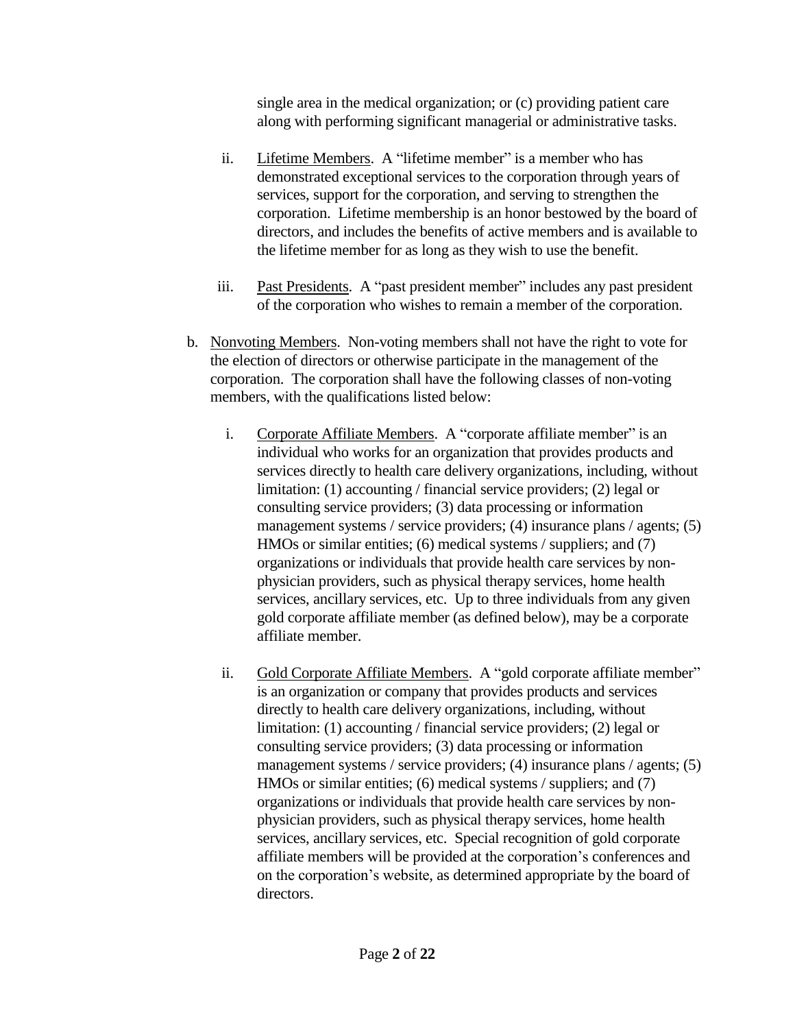single area in the medical organization; or (c) providing patient care along with performing significant managerial or administrative tasks.

   ii. Lifetime Members. A "lifetime member" is a member who has demonstrated exceptional services to the corporation through years of services, support for the corporation, and serving to strengthen the corporation. Lifetime membership is an honor bestowed by the board of directors, and includes the benefits of active members and is available to the lifetime member for as long as they wish to use the benefit.

   iii. Past Presidents. A "past president member" includes any past president of the corporation who wishes to remain a member of the corporation.

b. Nonvoting Members. Non-voting members shall not have the right to vote for the election of directors or otherwise participate in the management of the corporation. The corporation shall have the following classes of non-voting members, with the qualifications listed below:

   i. Corporate Affiliate Members. A "corporate affiliate member" is an individual who works for an organization that provides products and services directly to health care delivery organizations, including, without limitation: (1) accounting / financial service providers; (2) legal or consulting service providers; (3) data processing or information management systems / service providers; (4) insurance plans / agents; (5) HMOs or similar entities; (6) medical systems / suppliers; and (7) organizations or individuals that provide health care services by non-physician providers, such as physical therapy services, home health services, ancillary services, etc. Up to three individuals from any given gold corporate affiliate member (as defined below), may be a corporate affiliate member.

   ii. Gold Corporate Affiliate Members. A "gold corporate affiliate member" is an organization or company that provides products and services directly to health care delivery organizations, including, without limitation: (1) accounting / financial service providers; (2) legal or consulting service providers; (3) data processing or information management systems / service providers; (4) insurance plans / agents; (5) HMOs or similar entities; (6) medical systems / suppliers; and (7) organizations or individuals that provide health care services by non-physician providers, such as physical therapy services, home health services, ancillary services, etc. Special recognition of gold corporate affiliate members will be provided at the corporation's conferences and on the corporation's website, as determined appropriate by the board of directors.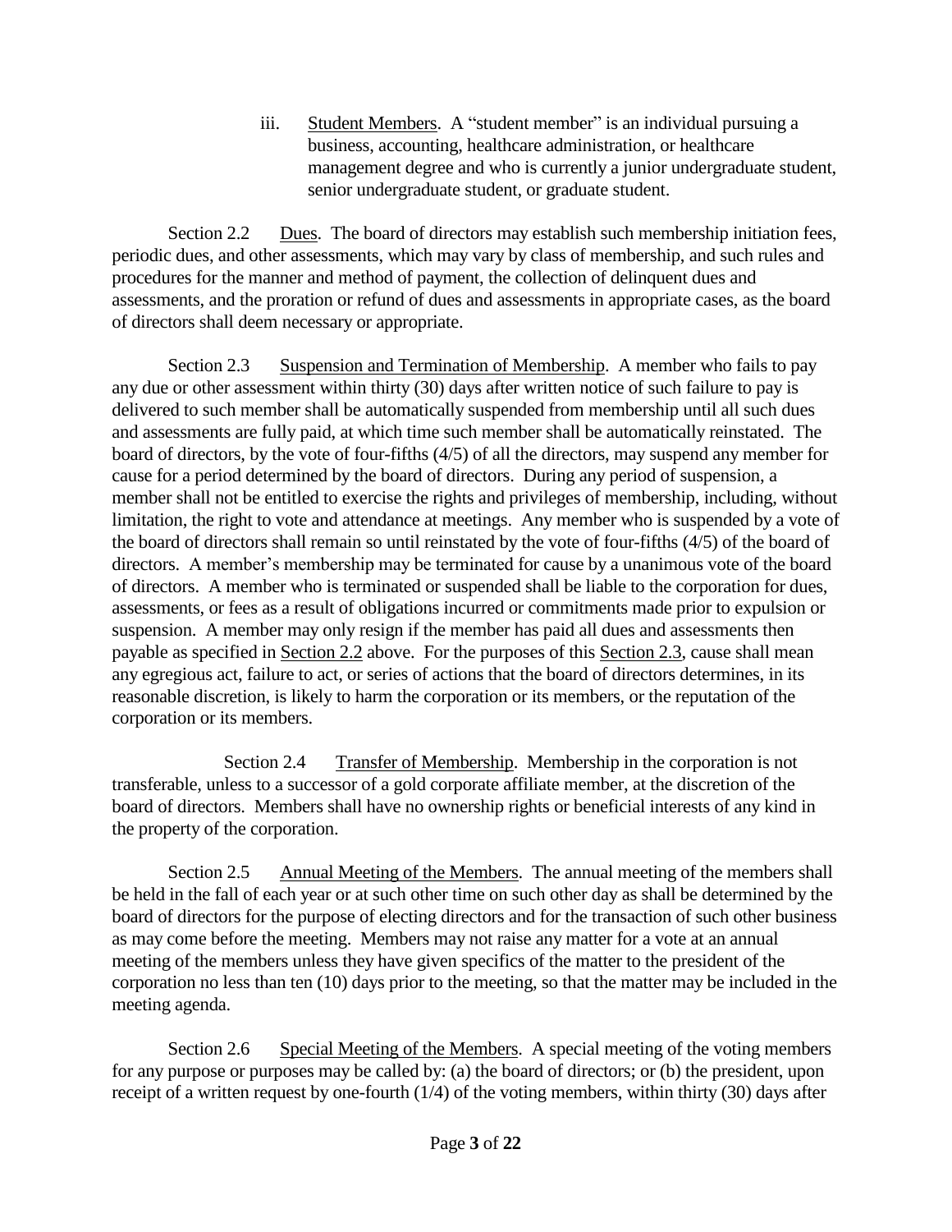iii. Student Members. A "student member" is an individual pursuing a business, accounting, healthcare administration, or healthcare management degree and who is currently a junior undergraduate student, senior undergraduate student, or graduate student.

Section 2.2 Dues. The board of directors may establish such membership initiation fees, periodic dues, and other assessments, which may vary by class of membership, and such rules and procedures for the manner and method of payment, the collection of delinquent dues and assessments, and the proration or refund of dues and assessments in appropriate cases, as the board of directors shall deem necessary or appropriate.

Section 2.3 Suspension and Termination of Membership. A member who fails to pay any due or other assessment within thirty (30) days after written notice of such failure to pay is delivered to such member shall be automatically suspended from membership until all such dues and assessments are fully paid, at which time such member shall be automatically reinstated. The board of directors, by the vote of four-fifths (4/5) of all the directors, may suspend any member for cause for a period determined by the board of directors. During any period of suspension, a member shall not be entitled to exercise the rights and privileges of membership, including, without limitation, the right to vote and attendance at meetings. Any member who is suspended by a vote of the board of directors shall remain so until reinstated by the vote of four-fifths (4/5) of the board of directors. A member's membership may be terminated for cause by a unanimous vote of the board of directors. A member who is terminated or suspended shall be liable to the corporation for dues, assessments, or fees as a result of obligations incurred or commitments made prior to expulsion or suspension. A member may only resign if the member has paid all dues and assessments then payable as specified in Section 2.2 above. For the purposes of this Section 2.3, cause shall mean any egregious act, failure to act, or series of actions that the board of directors determines, in its reasonable discretion, is likely to harm the corporation or its members, or the reputation of the corporation or its members.

Section 2.4 Transfer of Membership. Membership in the corporation is not transferable, unless to a successor of a gold corporate affiliate member, at the discretion of the board of directors. Members shall have no ownership rights or beneficial interests of any kind in the property of the corporation.

Section 2.5 Annual Meeting of the Members. The annual meeting of the members shall be held in the fall of each year or at such other time on such other day as shall be determined by the board of directors for the purpose of electing directors and for the transaction of such other business as may come before the meeting. Members may not raise any matter for a vote at an annual meeting of the members unless they have given specifics of the matter to the president of the corporation no less than ten (10) days prior to the meeting, so that the matter may be included in the meeting agenda.

Section 2.6 Special Meeting of the Members. A special meeting of the voting members for any purpose or purposes may be called by: (a) the board of directors; or (b) the president, upon receipt of a written request by one-fourth (1/4) of the voting members, within thirty (30) days after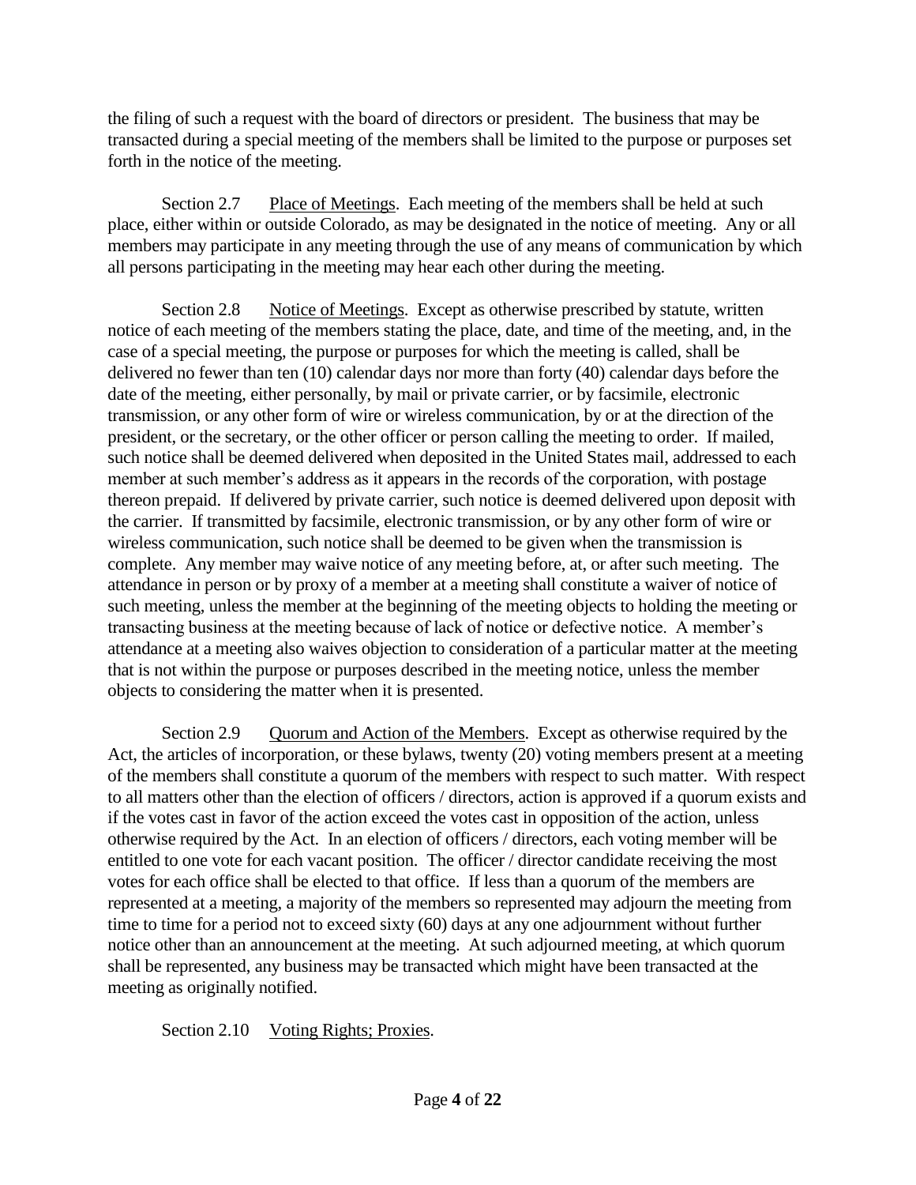the filing of such a request with the board of directors or president. The business that may be transacted during a special meeting of the members shall be limited to the purpose or purposes set forth in the notice of the meeting.

Section 2.7 Place of Meetings. Each meeting of the members shall be held at such place, either within or outside Colorado, as may be designated in the notice of meeting. Any or all members may participate in any meeting through the use of any means of communication by which all persons participating in the meeting may hear each other during the meeting.

Section 2.8 Notice of Meetings. Except as otherwise prescribed by statute, written notice of each meeting of the members stating the place, date, and time of the meeting, and, in the case of a special meeting, the purpose or purposes for which the meeting is called, shall be delivered no fewer than ten (10) calendar days nor more than forty (40) calendar days before the date of the meeting, either personally, by mail or private carrier, or by facsimile, electronic transmission, or any other form of wire or wireless communication, by or at the direction of the president, or the secretary, or the other officer or person calling the meeting to order. If mailed, such notice shall be deemed delivered when deposited in the United States mail, addressed to each member at such member's address as it appears in the records of the corporation, with postage thereon prepaid. If delivered by private carrier, such notice is deemed delivered upon deposit with the carrier. If transmitted by facsimile, electronic transmission, or by any other form of wire or wireless communication, such notice shall be deemed to be given when the transmission is complete. Any member may waive notice of any meeting before, at, or after such meeting. The attendance in person or by proxy of a member at a meeting shall constitute a waiver of notice of such meeting, unless the member at the beginning of the meeting objects to holding the meeting or transacting business at the meeting because of lack of notice or defective notice. A member's attendance at a meeting also waives objection to consideration of a particular matter at the meeting that is not within the purpose or purposes described in the meeting notice, unless the member objects to considering the matter when it is presented.

Section 2.9 Quorum and Action of the Members. Except as otherwise required by the Act, the articles of incorporation, or these bylaws, twenty (20) voting members present at a meeting of the members shall constitute a quorum of the members with respect to such matter. With respect to all matters other than the election of officers / directors, action is approved if a quorum exists and if the votes cast in favor of the action exceed the votes cast in opposition of the action, unless otherwise required by the Act. In an election of officers / directors, each voting member will be entitled to one vote for each vacant position. The officer / director candidate receiving the most votes for each office shall be elected to that office. If less than a quorum of the members are represented at a meeting, a majority of the members so represented may adjourn the meeting from time to time for a period not to exceed sixty (60) days at any one adjournment without further notice other than an announcement at the meeting. At such adjourned meeting, at which quorum shall be represented, any business may be transacted which might have been transacted at the meeting as originally notified.

Section 2.10 Voting Rights; Proxies.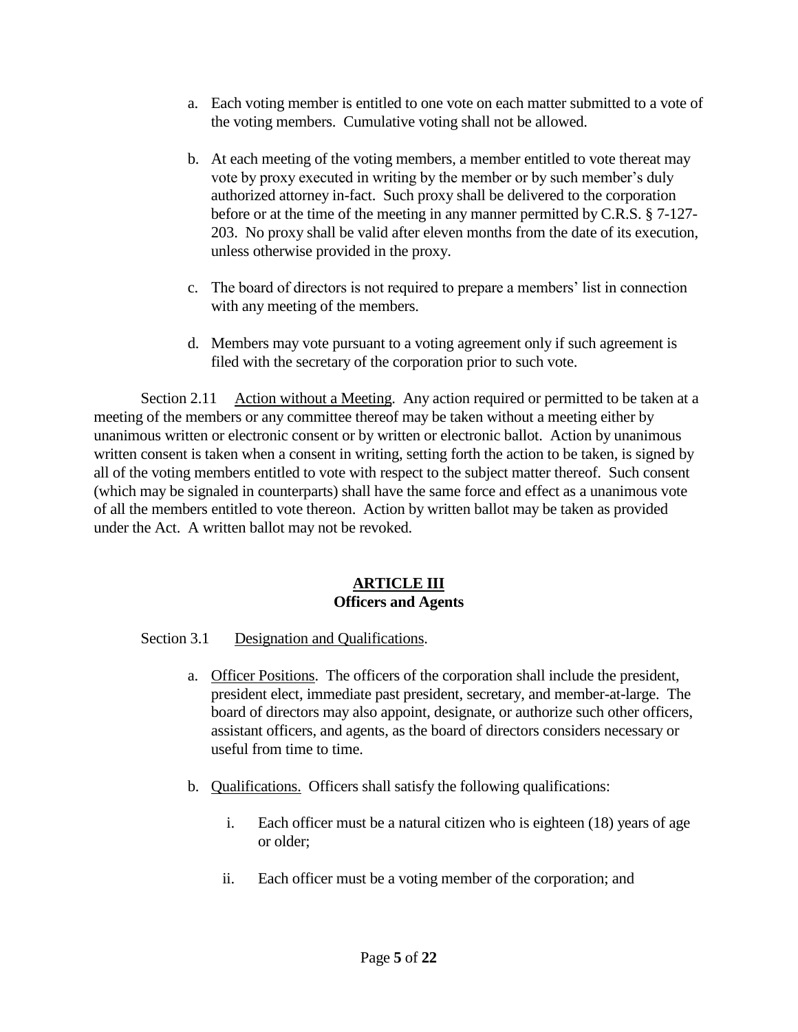a. Each voting member is entitled to one vote on each matter submitted to a vote of the voting members. Cumulative voting shall not be allowed.

b. At each meeting of the voting members, a member entitled to vote thereat may vote by proxy executed in writing by the member or by such member's duly authorized attorney in-fact. Such proxy shall be delivered to the corporation before or at the time of the meeting in any manner permitted by C.R.S. § 7-127-203. No proxy shall be valid after eleven months from the date of its execution, unless otherwise provided in the proxy.

c. The board of directors is not required to prepare a members' list in connection with any meeting of the members.

d. Members may vote pursuant to a voting agreement only if such agreement is filed with the secretary of the corporation prior to such vote.

Section 2.11 Action without a Meeting. Any action required or permitted to be taken at a meeting of the members or any committee thereof may be taken without a meeting either by unanimous written or electronic consent or by written or electronic ballot. Action by unanimous written consent is taken when a consent in writing, setting forth the action to be taken, is signed by all of the voting members entitled to vote with respect to the subject matter thereof. Such consent (which may be signaled in counterparts) shall have the same force and effect as a unanimous vote of all the members entitled to vote thereon. Action by written ballot may be taken as provided under the Act. A written ballot may not be revoked.

## ARTICLE III
## Officers and Agents

Section 3.1 Designation and Qualifications.

a. Officer Positions. The officers of the corporation shall include the president, president elect, immediate past president, secretary, and member-at-large. The board of directors may also appoint, designate, or authorize such other officers, assistant officers, and agents, as the board of directors considers necessary or useful from time to time.

b. Qualifications. Officers shall satisfy the following qualifications:

   i. Each officer must be a natural citizen who is eighteen (18) years of age or older;

   ii. Each officer must be a voting member of the corporation; and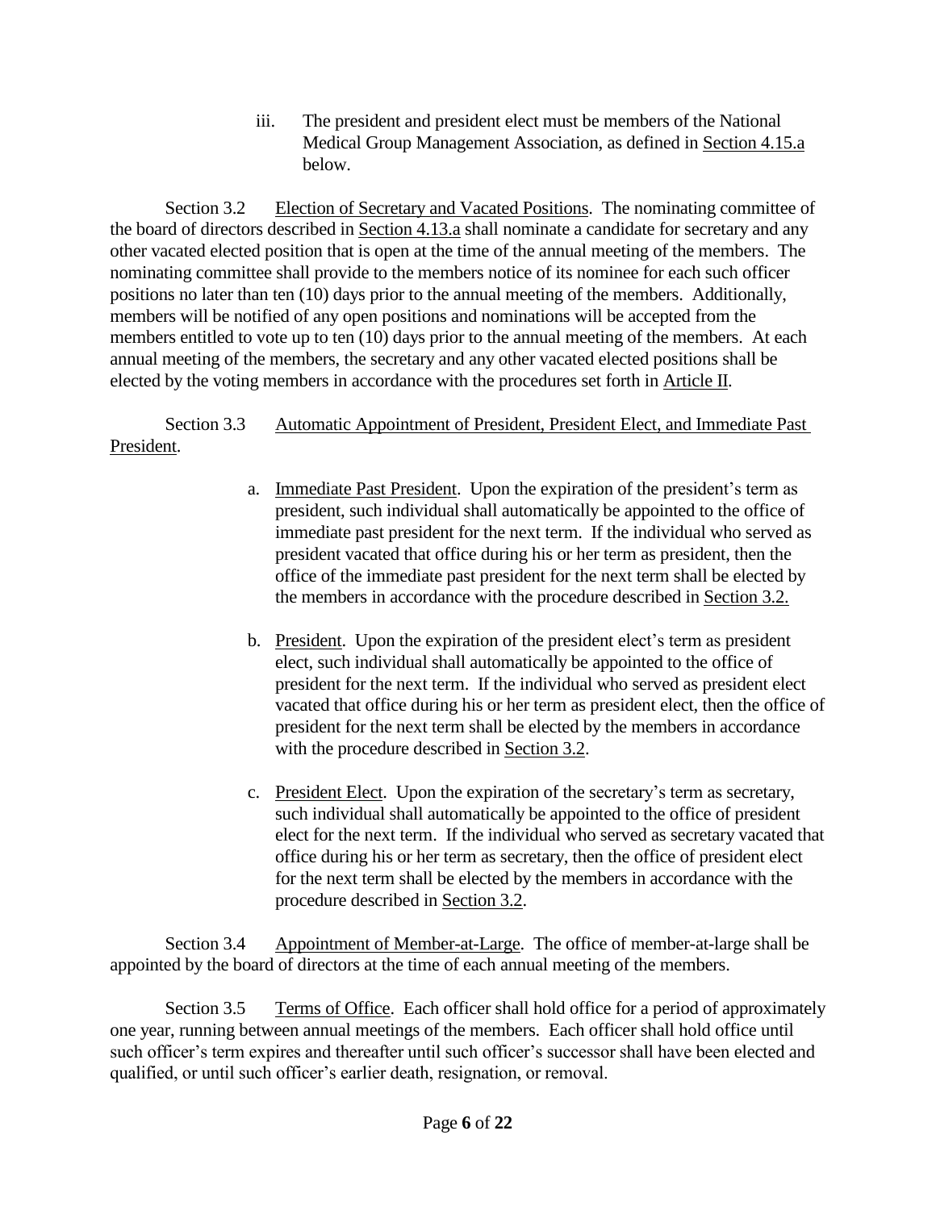iii. The president and president elect must be members of the National Medical Group Management Association, as defined in Section 4.15.a below.

Section 3.2 Election of Secretary and Vacated Positions. The nominating committee of the board of directors described in Section 4.13.a shall nominate a candidate for secretary and any other vacated elected position that is open at the time of the annual meeting of the members. The nominating committee shall provide to the members notice of its nominee for each such officer positions no later than ten (10) days prior to the annual meeting of the members. Additionally, members will be notified of any open positions and nominations will be accepted from the members entitled to vote up to ten (10) days prior to the annual meeting of the members. At each annual meeting of the members, the secretary and any other vacated elected positions shall be elected by the voting members in accordance with the procedures set forth in Article II.

Section 3.3 Automatic Appointment of President, President Elect, and Immediate Past President.

a. Immediate Past President. Upon the expiration of the president's term as president, such individual shall automatically be appointed to the office of immediate past president for the next term. If the individual who served as president vacated that office during his or her term as president, then the office of the immediate past president for the next term shall be elected by the members in accordance with the procedure described in Section 3.2.

b. President. Upon the expiration of the president elect's term as president elect, such individual shall automatically be appointed to the office of president for the next term. If the individual who served as president elect vacated that office during his or her term as president elect, then the office of president for the next term shall be elected by the members in accordance with the procedure described in Section 3.2.

c. President Elect. Upon the expiration of the secretary's term as secretary, such individual shall automatically be appointed to the office of president elect for the next term. If the individual who served as secretary vacated that office during his or her term as secretary, then the office of president elect for the next term shall be elected by the members in accordance with the procedure described in Section 3.2.

Section 3.4 Appointment of Member-at-Large. The office of member-at-large shall be appointed by the board of directors at the time of each annual meeting of the members.

Section 3.5 Terms of Office. Each officer shall hold office for a period of approximately one year, running between annual meetings of the members. Each officer shall hold office until such officer's term expires and thereafter until such officer's successor shall have been elected and qualified, or until such officer's earlier death, resignation, or removal.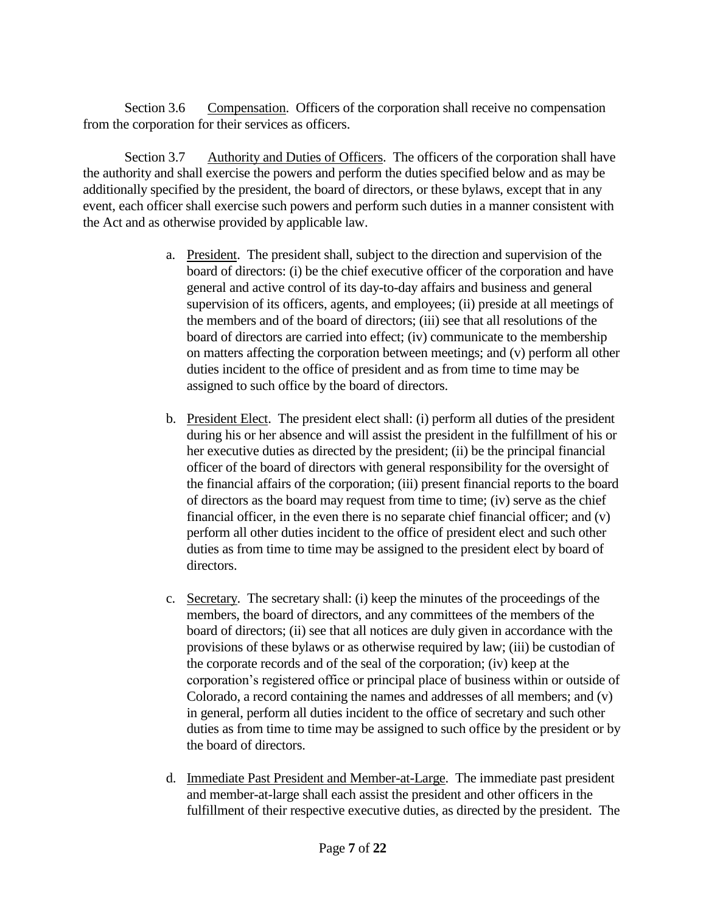Section 3.6 Compensation. Officers of the corporation shall receive no compensation from the corporation for their services as officers.

Section 3.7 Authority and Duties of Officers. The officers of the corporation shall have the authority and shall exercise the powers and perform the duties specified below and as may be additionally specified by the president, the board of directors, or these bylaws, except that in any event, each officer shall exercise such powers and perform such duties in a manner consistent with the Act and as otherwise provided by applicable law.

a. President. The president shall, subject to the direction and supervision of the board of directors: (i) be the chief executive officer of the corporation and have general and active control of its day-to-day affairs and business and general supervision of its officers, agents, and employees; (ii) preside at all meetings of the members and of the board of directors; (iii) see that all resolutions of the board of directors are carried into effect; (iv) communicate to the membership on matters affecting the corporation between meetings; and (v) perform all other duties incident to the office of president and as from time to time may be assigned to such office by the board of directors.

b. President Elect. The president elect shall: (i) perform all duties of the president during his or her absence and will assist the president in the fulfillment of his or her executive duties as directed by the president; (ii) be the principal financial officer of the board of directors with general responsibility for the oversight of the financial affairs of the corporation; (iii) present financial reports to the board of directors as the board may request from time to time; (iv) serve as the chief financial officer, in the even there is no separate chief financial officer; and (v) perform all other duties incident to the office of president elect and such other duties as from time to time may be assigned to the president elect by board of directors.

c. Secretary. The secretary shall: (i) keep the minutes of the proceedings of the members, the board of directors, and any committees of the members of the board of directors; (ii) see that all notices are duly given in accordance with the provisions of these bylaws or as otherwise required by law; (iii) be custodian of the corporate records and of the seal of the corporation; (iv) keep at the corporation's registered office or principal place of business within or outside of Colorado, a record containing the names and addresses of all members; and (v) in general, perform all duties incident to the office of secretary and such other duties as from time to time may be assigned to such office by the president or by the board of directors.

d. Immediate Past President and Member-at-Large. The immediate past president and member-at-large shall each assist the president and other officers in the fulfillment of their respective executive duties, as directed by the president. The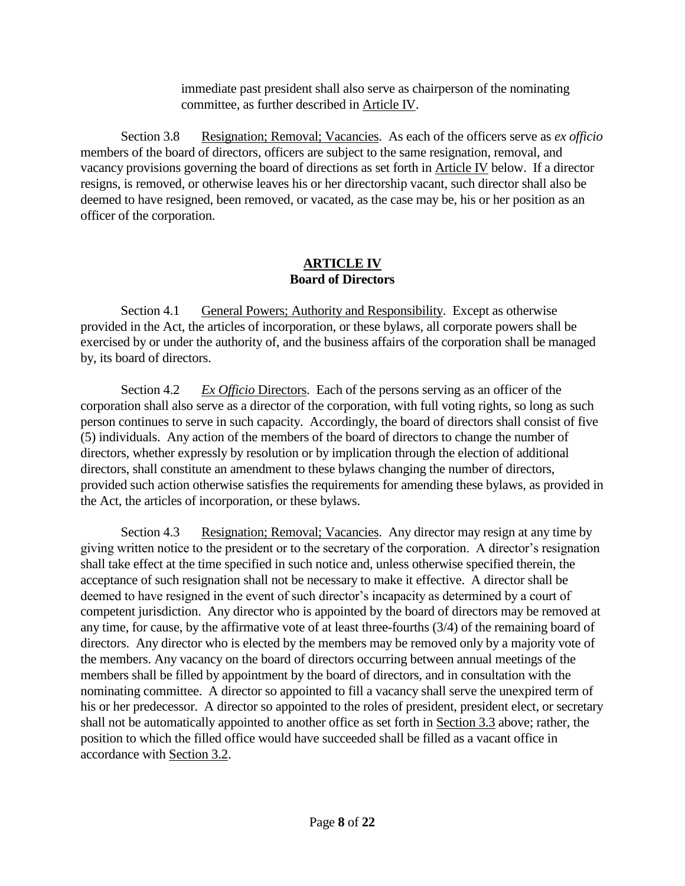immediate past president shall also serve as chairperson of the nominating committee, as further described in Article IV.

Section 3.8 Resignation; Removal; Vacancies. As each of the officers serve as *ex officio* members of the board of directors, officers are subject to the same resignation, removal, and vacancy provisions governing the board of directions as set forth in Article IV below. If a director resigns, is removed, or otherwise leaves his or her directorship vacant, such director shall also be deemed to have resigned, been removed, or vacated, as the case may be, his or her position as an officer of the corporation.

## ARTICLE IV
## Board of Directors

Section 4.1 General Powers; Authority and Responsibility. Except as otherwise provided in the Act, the articles of incorporation, or these bylaws, all corporate powers shall be exercised by or under the authority of, and the business affairs of the corporation shall be managed by, its board of directors.

Section 4.2 *Ex Officio* Directors. Each of the persons serving as an officer of the corporation shall also serve as a director of the corporation, with full voting rights, so long as such person continues to serve in such capacity. Accordingly, the board of directors shall consist of five (5) individuals. Any action of the members of the board of directors to change the number of directors, whether expressly by resolution or by implication through the election of additional directors, shall constitute an amendment to these bylaws changing the number of directors, provided such action otherwise satisfies the requirements for amending these bylaws, as provided in the Act, the articles of incorporation, or these bylaws.

Section 4.3 Resignation; Removal; Vacancies. Any director may resign at any time by giving written notice to the president or to the secretary of the corporation. A director's resignation shall take effect at the time specified in such notice and, unless otherwise specified therein, the acceptance of such resignation shall not be necessary to make it effective. A director shall be deemed to have resigned in the event of such director's incapacity as determined by a court of competent jurisdiction. Any director who is appointed by the board of directors may be removed at any time, for cause, by the affirmative vote of at least three-fourths (3/4) of the remaining board of directors. Any director who is elected by the members may be removed only by a majority vote of the members. Any vacancy on the board of directors occurring between annual meetings of the members shall be filled by appointment by the board of directors, and in consultation with the nominating committee. A director so appointed to fill a vacancy shall serve the unexpired term of his or her predecessor. A director so appointed to the roles of president, president elect, or secretary shall not be automatically appointed to another office as set forth in Section 3.3 above; rather, the position to which the filled office would have succeeded shall be filled as a vacant office in accordance with Section 3.2.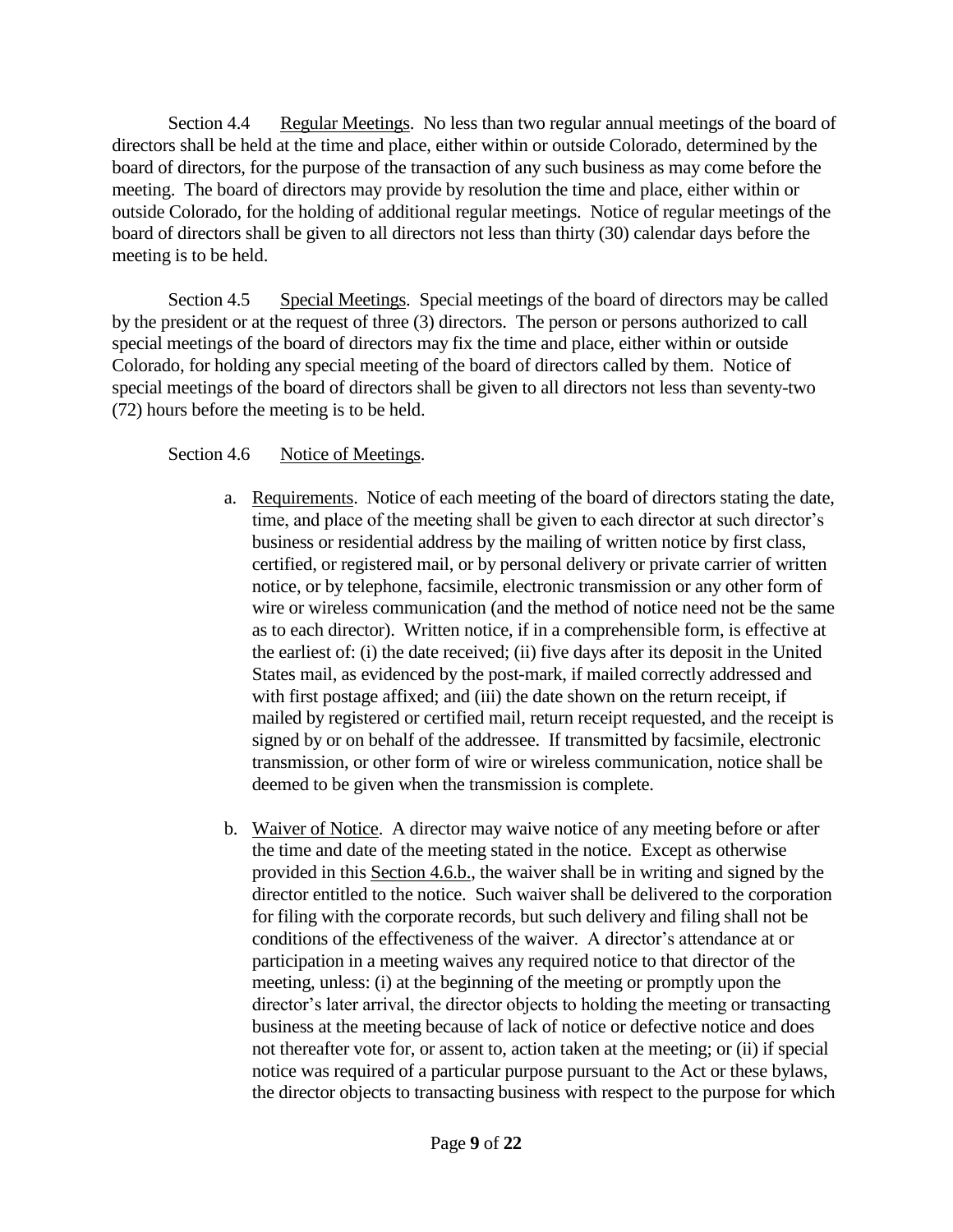Section 4.4 Regular Meetings. No less than two regular annual meetings of the board of directors shall be held at the time and place, either within or outside Colorado, determined by the board of directors, for the purpose of the transaction of any such business as may come before the meeting. The board of directors may provide by resolution the time and place, either within or outside Colorado, for the holding of additional regular meetings. Notice of regular meetings of the board of directors shall be given to all directors not less than thirty (30) calendar days before the meeting is to be held.

Section 4.5 Special Meetings. Special meetings of the board of directors may be called by the president or at the request of three (3) directors. The person or persons authorized to call special meetings of the board of directors may fix the time and place, either within or outside Colorado, for holding any special meeting of the board of directors called by them. Notice of special meetings of the board of directors shall be given to all directors not less than seventy-two (72) hours before the meeting is to be held.

Section 4.6 Notice of Meetings.

a. Requirements. Notice of each meeting of the board of directors stating the date, time, and place of the meeting shall be given to each director at such director's business or residential address by the mailing of written notice by first class, certified, or registered mail, or by personal delivery or private carrier of written notice, or by telephone, facsimile, electronic transmission or any other form of wire or wireless communication (and the method of notice need not be the same as to each director). Written notice, if in a comprehensible form, is effective at the earliest of: (i) the date received; (ii) five days after its deposit in the United States mail, as evidenced by the post-mark, if mailed correctly addressed and with first postage affixed; and (iii) the date shown on the return receipt, if mailed by registered or certified mail, return receipt requested, and the receipt is signed by or on behalf of the addressee. If transmitted by facsimile, electronic transmission, or other form of wire or wireless communication, notice shall be deemed to be given when the transmission is complete.

b. Waiver of Notice. A director may waive notice of any meeting before or after the time and date of the meeting stated in the notice. Except as otherwise provided in this Section 4.6.b., the waiver shall be in writing and signed by the director entitled to the notice. Such waiver shall be delivered to the corporation for filing with the corporate records, but such delivery and filing shall not be conditions of the effectiveness of the waiver. A director's attendance at or participation in a meeting waives any required notice to that director of the meeting, unless: (i) at the beginning of the meeting or promptly upon the director's later arrival, the director objects to holding the meeting or transacting business at the meeting because of lack of notice or defective notice and does not thereafter vote for, or assent to, action taken at the meeting; or (ii) if special notice was required of a particular purpose pursuant to the Act or these bylaws, the director objects to transacting business with respect to the purpose for which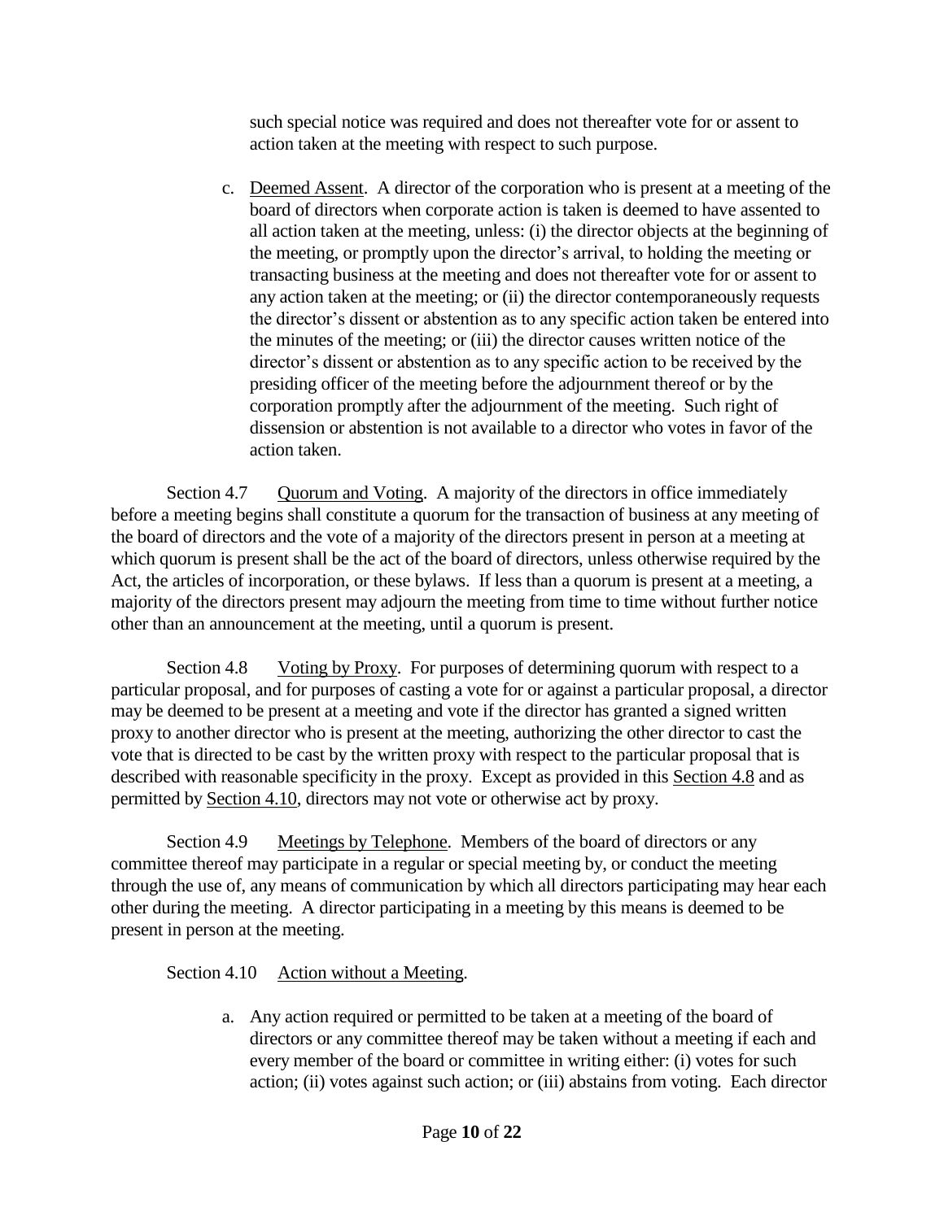such special notice was required and does not thereafter vote for or assent to action taken at the meeting with respect to such purpose.

c. Deemed Assent. A director of the corporation who is present at a meeting of the board of directors when corporate action is taken is deemed to have assented to all action taken at the meeting, unless: (i) the director objects at the beginning of the meeting, or promptly upon the director's arrival, to holding the meeting or transacting business at the meeting and does not thereafter vote for or assent to any action taken at the meeting; or (ii) the director contemporaneously requests the director's dissent or abstention as to any specific action taken be entered into the minutes of the meeting; or (iii) the director causes written notice of the director's dissent or abstention as to any specific action to be received by the presiding officer of the meeting before the adjournment thereof or by the corporation promptly after the adjournment of the meeting. Such right of dissension or abstention is not available to a director who votes in favor of the action taken.

Section 4.7 Quorum and Voting. A majority of the directors in office immediately before a meeting begins shall constitute a quorum for the transaction of business at any meeting of the board of directors and the vote of a majority of the directors present in person at a meeting at which quorum is present shall be the act of the board of directors, unless otherwise required by the Act, the articles of incorporation, or these bylaws. If less than a quorum is present at a meeting, a majority of the directors present may adjourn the meeting from time to time without further notice other than an announcement at the meeting, until a quorum is present.

Section 4.8 Voting by Proxy. For purposes of determining quorum with respect to a particular proposal, and for purposes of casting a vote for or against a particular proposal, a director may be deemed to be present at a meeting and vote if the director has granted a signed written proxy to another director who is present at the meeting, authorizing the other director to cast the vote that is directed to be cast by the written proxy with respect to the particular proposal that is described with reasonable specificity in the proxy. Except as provided in this Section 4.8 and as permitted by Section 4.10, directors may not vote or otherwise act by proxy.

Section 4.9 Meetings by Telephone. Members of the board of directors or any committee thereof may participate in a regular or special meeting by, or conduct the meeting through the use of, any means of communication by which all directors participating may hear each other during the meeting. A director participating in a meeting by this means is deemed to be present in person at the meeting.

Section 4.10 Action without a Meeting.

a. Any action required or permitted to be taken at a meeting of the board of directors or any committee thereof may be taken without a meeting if each and every member of the board or committee in writing either: (i) votes for such action; (ii) votes against such action; or (iii) abstains from voting. Each director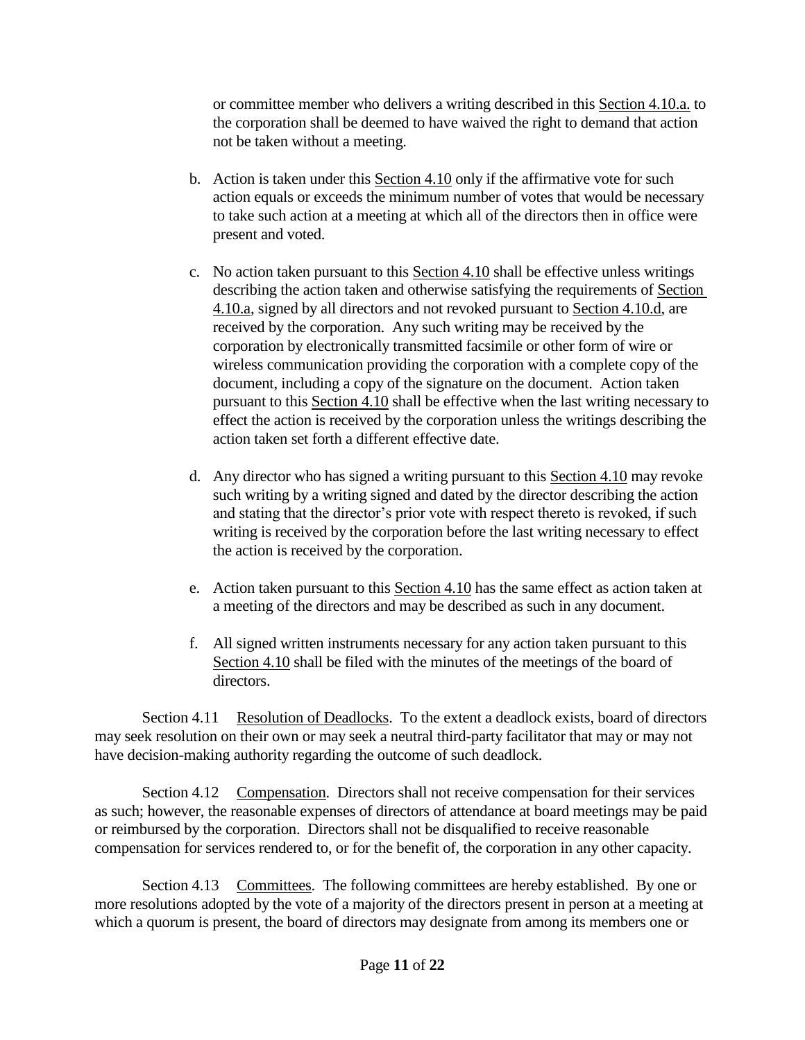or committee member who delivers a writing described in this Section 4.10.a. to the corporation shall be deemed to have waived the right to demand that action not be taken without a meeting.

b. Action is taken under this Section 4.10 only if the affirmative vote for such action equals or exceeds the minimum number of votes that would be necessary to take such action at a meeting at which all of the directors then in office were present and voted.

c. No action taken pursuant to this Section 4.10 shall be effective unless writings describing the action taken and otherwise satisfying the requirements of Section 4.10.a, signed by all directors and not revoked pursuant to Section 4.10.d, are received by the corporation. Any such writing may be received by the corporation by electronically transmitted facsimile or other form of wire or wireless communication providing the corporation with a complete copy of the document, including a copy of the signature on the document. Action taken pursuant to this Section 4.10 shall be effective when the last writing necessary to effect the action is received by the corporation unless the writings describing the action taken set forth a different effective date.

d. Any director who has signed a writing pursuant to this Section 4.10 may revoke such writing by a writing signed and dated by the director describing the action and stating that the director's prior vote with respect thereto is revoked, if such writing is received by the corporation before the last writing necessary to effect the action is received by the corporation.

e. Action taken pursuant to this Section 4.10 has the same effect as action taken at a meeting of the directors and may be described as such in any document.

f. All signed written instruments necessary for any action taken pursuant to this Section 4.10 shall be filed with the minutes of the meetings of the board of directors.

Section 4.11 Resolution of Deadlocks. To the extent a deadlock exists, board of directors may seek resolution on their own or may seek a neutral third-party facilitator that may or may not have decision-making authority regarding the outcome of such deadlock.

Section 4.12 Compensation. Directors shall not receive compensation for their services as such; however, the reasonable expenses of directors of attendance at board meetings may be paid or reimbursed by the corporation. Directors shall not be disqualified to receive reasonable compensation for services rendered to, or for the benefit of, the corporation in any other capacity.

Section 4.13 Committees. The following committees are hereby established. By one or more resolutions adopted by the vote of a majority of the directors present in person at a meeting at which a quorum is present, the board of directors may designate from among its members one or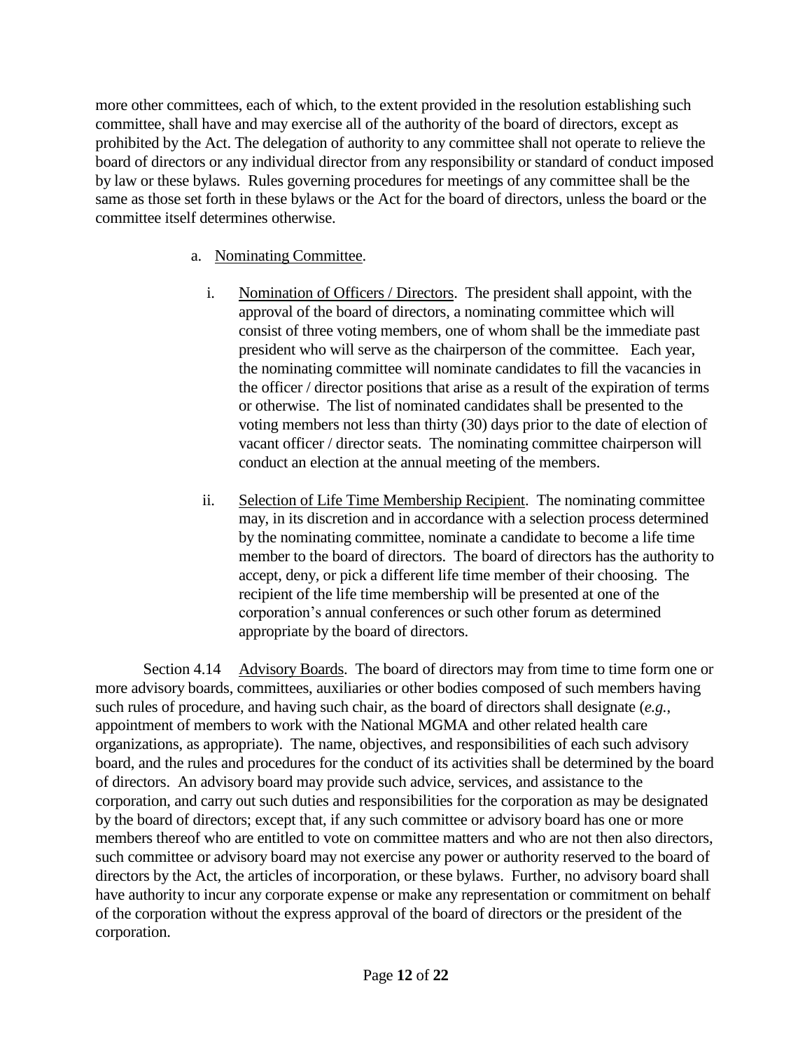more other committees, each of which, to the extent provided in the resolution establishing such committee, shall have and may exercise all of the authority of the board of directors, except as prohibited by the Act. The delegation of authority to any committee shall not operate to relieve the board of directors or any individual director from any responsibility or standard of conduct imposed by law or these bylaws. Rules governing procedures for meetings of any committee shall be the same as those set forth in these bylaws or the Act for the board of directors, unless the board or the committee itself determines otherwise.

a. Nominating Committee.

   i. Nomination of Officers / Directors. The president shall appoint, with the approval of the board of directors, a nominating committee which will consist of three voting members, one of whom shall be the immediate past president who will serve as the chairperson of the committee. Each year, the nominating committee will nominate candidates to fill the vacancies in the officer / director positions that arise as a result of the expiration of terms or otherwise. The list of nominated candidates shall be presented to the voting members not less than thirty (30) days prior to the date of election of vacant officer / director seats. The nominating committee chairperson will conduct an election at the annual meeting of the members.

   ii. Selection of Life Time Membership Recipient. The nominating committee may, in its discretion and in accordance with a selection process determined by the nominating committee, nominate a candidate to become a life time member to the board of directors. The board of directors has the authority to accept, deny, or pick a different life time member of their choosing. The recipient of the life time membership will be presented at one of the corporation's annual conferences or such other forum as determined appropriate by the board of directors.

Section 4.14 Advisory Boards. The board of directors may from time to time form one or more advisory boards, committees, auxiliaries or other bodies composed of such members having such rules of procedure, and having such chair, as the board of directors shall designate (*e.g.*, appointment of members to work with the National MGMA and other related health care organizations, as appropriate). The name, objectives, and responsibilities of each such advisory board, and the rules and procedures for the conduct of its activities shall be determined by the board of directors. An advisory board may provide such advice, services, and assistance to the corporation, and carry out such duties and responsibilities for the corporation as may be designated by the board of directors; except that, if any such committee or advisory board has one or more members thereof who are entitled to vote on committee matters and who are not then also directors, such committee or advisory board may not exercise any power or authority reserved to the board of directors by the Act, the articles of incorporation, or these bylaws. Further, no advisory board shall have authority to incur any corporate expense or make any representation or commitment on behalf of the corporation without the express approval of the board of directors or the president of the corporation.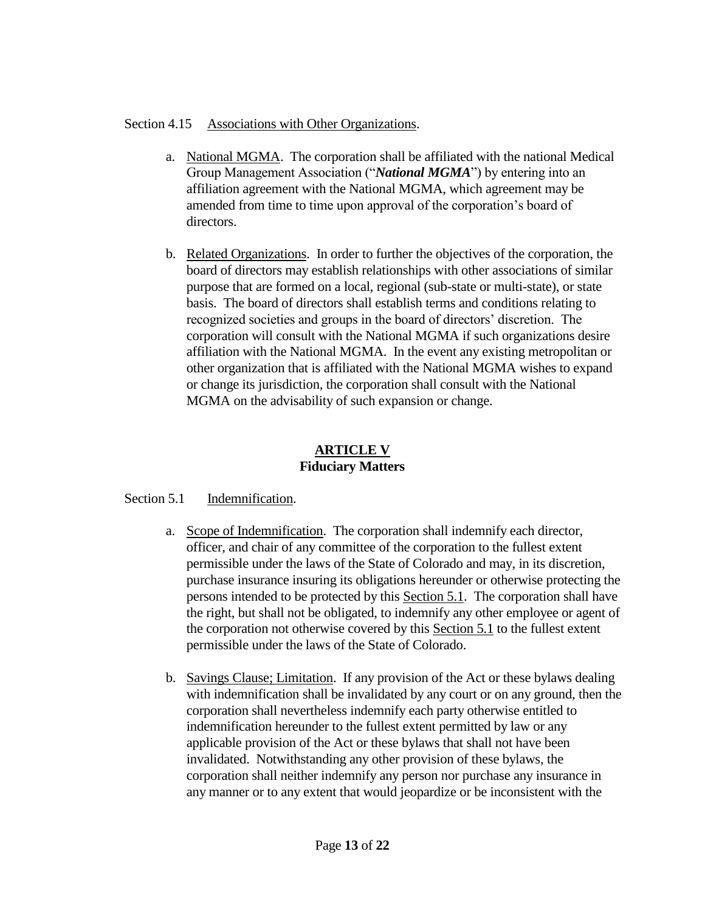Section 4.15 Associations with Other Organizations.

a. National MGMA. The corporation shall be affiliated with the national Medical Group Management Association ("***National MGMA***") by entering into an affiliation agreement with the National MGMA, which agreement may be amended from time to time upon approval of the corporation's board of directors.

b. Related Organizations. In order to further the objectives of the corporation, the board of directors may establish relationships with other associations of similar purpose that are formed on a local, regional (sub-state or multi-state), or state basis. The board of directors shall establish terms and conditions relating to recognized societies and groups in the board of directors' discretion. The corporation will consult with the National MGMA if such organizations desire affiliation with the National MGMA. In the event any existing metropolitan or other organization that is affiliated with the National MGMA wishes to expand or change its jurisdiction, the corporation shall consult with the National MGMA on the advisability of such expansion or change.

## ARTICLE V
## Fiduciary Matters

Section 5.1 Indemnification.

a. Scope of Indemnification. The corporation shall indemnify each director, officer, and chair of any committee of the corporation to the fullest extent permissible under the laws of the State of Colorado and may, in its discretion, purchase insurance insuring its obligations hereunder or otherwise protecting the persons intended to be protected by this Section 5.1. The corporation shall have the right, but shall not be obligated, to indemnify any other employee or agent of the corporation not otherwise covered by this Section 5.1 to the fullest extent permissible under the laws of the State of Colorado.

b. Savings Clause; Limitation. If any provision of the Act or these bylaws dealing with indemnification shall be invalidated by any court or on any ground, then the corporation shall nevertheless indemnify each party otherwise entitled to indemnification hereunder to the fullest extent permitted by law or any applicable provision of the Act or these bylaws that shall not have been invalidated. Notwithstanding any other provision of these bylaws, the corporation shall neither indemnify any person nor purchase any insurance in any manner or to any extent that would jeopardize or be inconsistent with the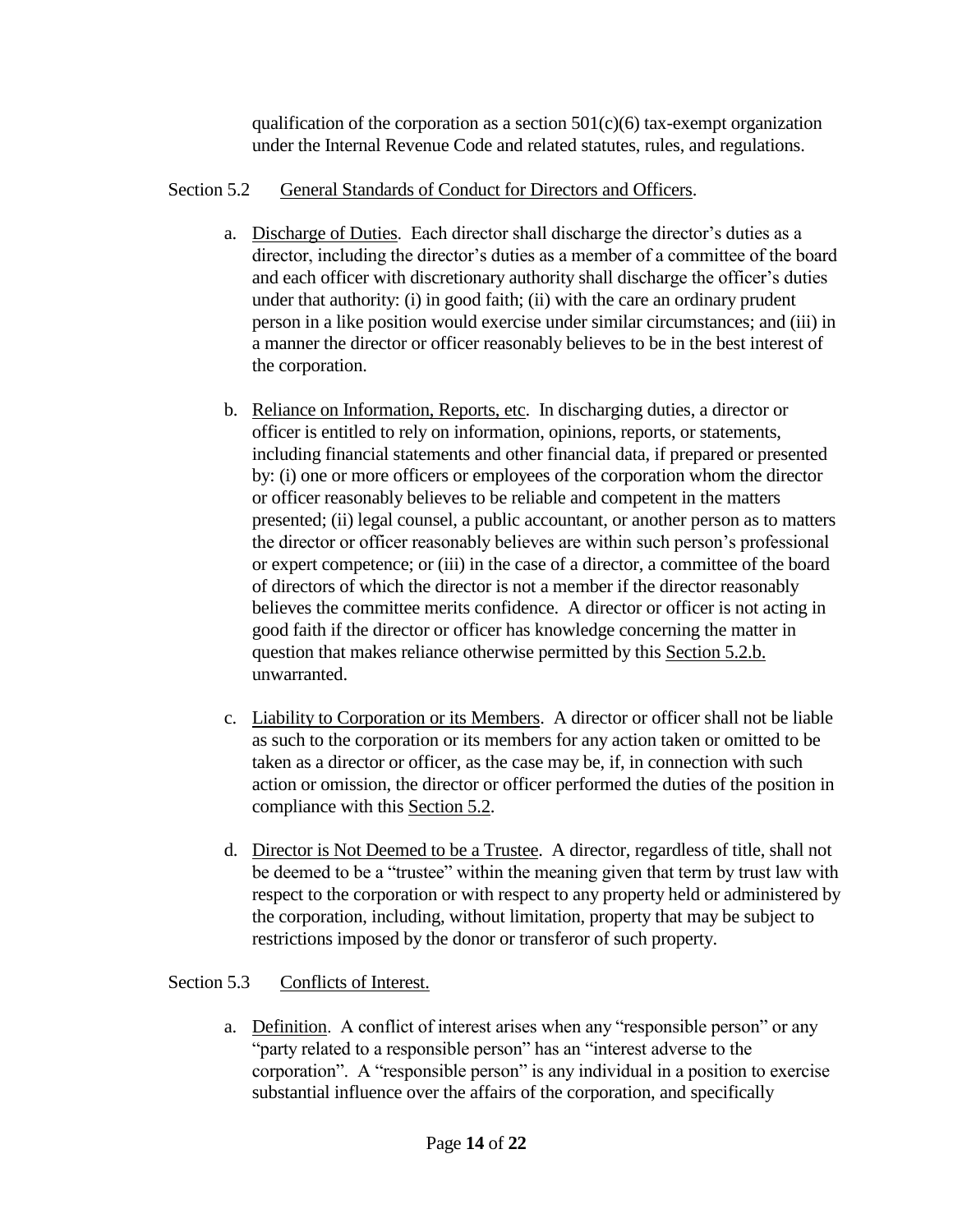qualification of the corporation as a section 501(c)(6) tax-exempt organization under the Internal Revenue Code and related statutes, rules, and regulations.

Section 5.2 General Standards of Conduct for Directors and Officers.

a. Discharge of Duties. Each director shall discharge the director's duties as a director, including the director's duties as a member of a committee of the board and each officer with discretionary authority shall discharge the officer's duties under that authority: (i) in good faith; (ii) with the care an ordinary prudent person in a like position would exercise under similar circumstances; and (iii) in a manner the director or officer reasonably believes to be in the best interest of the corporation.

b. Reliance on Information, Reports, etc. In discharging duties, a director or officer is entitled to rely on information, opinions, reports, or statements, including financial statements and other financial data, if prepared or presented by: (i) one or more officers or employees of the corporation whom the director or officer reasonably believes to be reliable and competent in the matters presented; (ii) legal counsel, a public accountant, or another person as to matters the director or officer reasonably believes are within such person's professional or expert competence; or (iii) in the case of a director, a committee of the board of directors of which the director is not a member if the director reasonably believes the committee merits confidence. A director or officer is not acting in good faith if the director or officer has knowledge concerning the matter in question that makes reliance otherwise permitted by this Section 5.2.b. unwarranted.

c. Liability to Corporation or its Members. A director or officer shall not be liable as such to the corporation or its members for any action taken or omitted to be taken as a director or officer, as the case may be, if, in connection with such action or omission, the director or officer performed the duties of the position in compliance with this Section 5.2.

d. Director is Not Deemed to be a Trustee. A director, regardless of title, shall not be deemed to be a "trustee" within the meaning given that term by trust law with respect to the corporation or with respect to any property held or administered by the corporation, including, without limitation, property that may be subject to restrictions imposed by the donor or transferor of such property.

Section 5.3 Conflicts of Interest.

a. Definition. A conflict of interest arises when any "responsible person" or any "party related to a responsible person" has an "interest adverse to the corporation". A "responsible person" is any individual in a position to exercise substantial influence over the affairs of the corporation, and specifically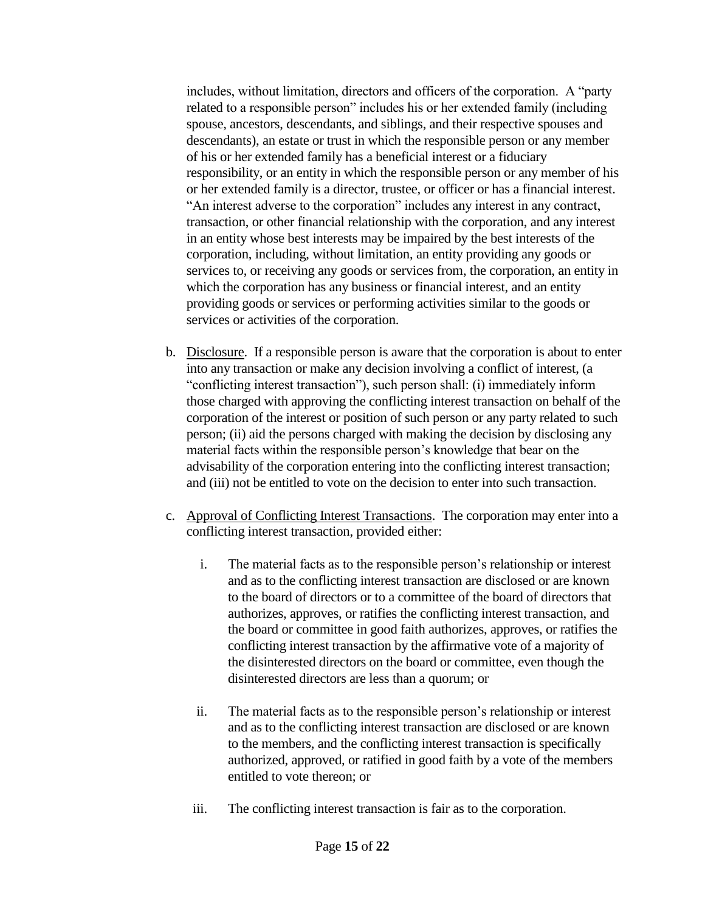includes, without limitation, directors and officers of the corporation. A "party related to a responsible person" includes his or her extended family (including spouse, ancestors, descendants, and siblings, and their respective spouses and descendants), an estate or trust in which the responsible person or any member of his or her extended family has a beneficial interest or a fiduciary responsibility, or an entity in which the responsible person or any member of his or her extended family is a director, trustee, or officer or has a financial interest. "An interest adverse to the corporation" includes any interest in any contract, transaction, or other financial relationship with the corporation, and any interest in an entity whose best interests may be impaired by the best interests of the corporation, including, without limitation, an entity providing any goods or services to, or receiving any goods or services from, the corporation, an entity in which the corporation has any business or financial interest, and an entity providing goods or services or performing activities similar to the goods or services or activities of the corporation.

b. Disclosure. If a responsible person is aware that the corporation is about to enter into any transaction or make any decision involving a conflict of interest, (a "conflicting interest transaction"), such person shall: (i) immediately inform those charged with approving the conflicting interest transaction on behalf of the corporation of the interest or position of such person or any party related to such person; (ii) aid the persons charged with making the decision by disclosing any material facts within the responsible person's knowledge that bear on the advisability of the corporation entering into the conflicting interest transaction; and (iii) not be entitled to vote on the decision to enter into such transaction.

c. Approval of Conflicting Interest Transactions. The corporation may enter into a conflicting interest transaction, provided either:

   i. The material facts as to the responsible person's relationship or interest and as to the conflicting interest transaction are disclosed or are known to the board of directors or to a committee of the board of directors that authorizes, approves, or ratifies the conflicting interest transaction, and the board or committee in good faith authorizes, approves, or ratifies the conflicting interest transaction by the affirmative vote of a majority of the disinterested directors on the board or committee, even though the disinterested directors are less than a quorum; or

   ii. The material facts as to the responsible person's relationship or interest and as to the conflicting interest transaction are disclosed or are known to the members, and the conflicting interest transaction is specifically authorized, approved, or ratified in good faith by a vote of the members entitled to vote thereon; or

   iii. The conflicting interest transaction is fair as to the corporation.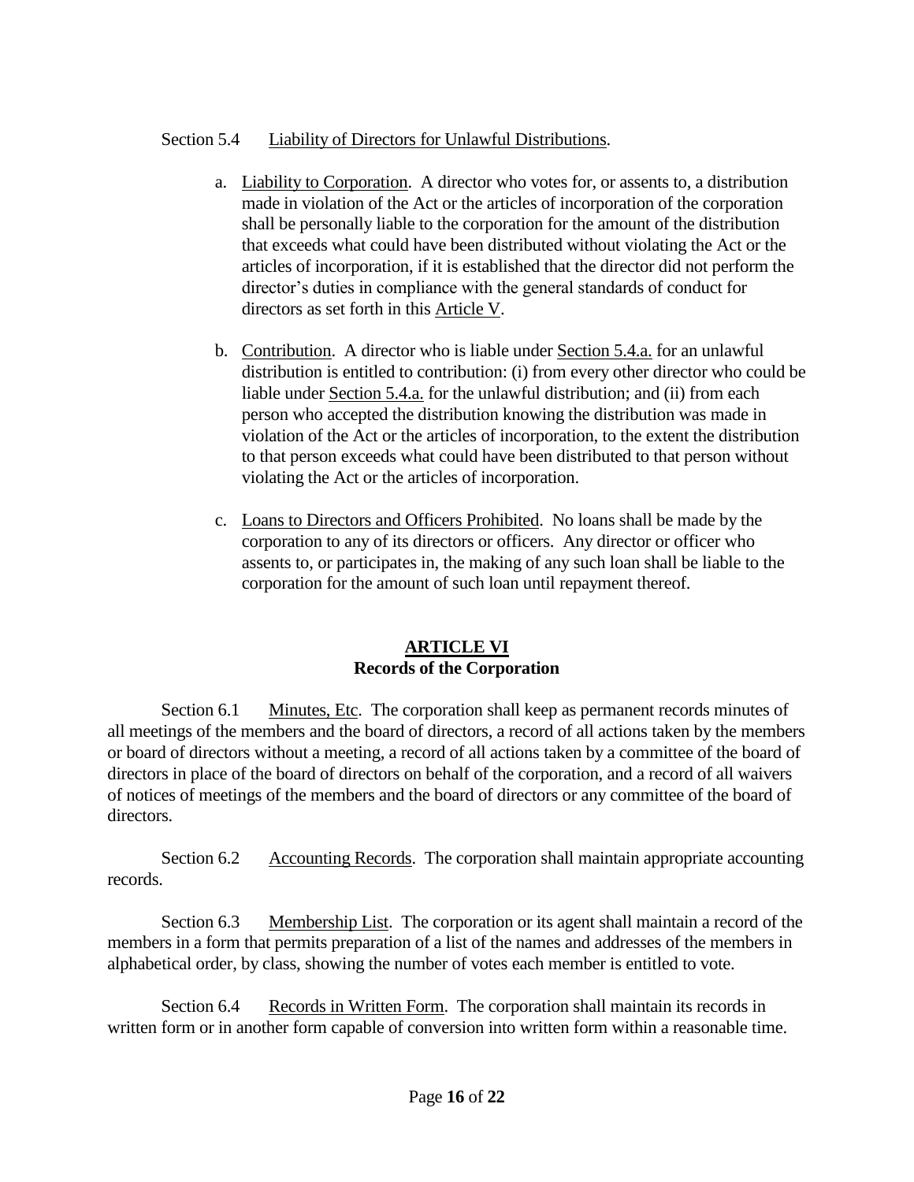Section 5.4 Liability of Directors for Unlawful Distributions.

a. Liability to Corporation. A director who votes for, or assents to, a distribution made in violation of the Act or the articles of incorporation of the corporation shall be personally liable to the corporation for the amount of the distribution that exceeds what could have been distributed without violating the Act or the articles of incorporation, if it is established that the director did not perform the director's duties in compliance with the general standards of conduct for directors as set forth in this Article V.

b. Contribution. A director who is liable under Section 5.4.a. for an unlawful distribution is entitled to contribution: (i) from every other director who could be liable under Section 5.4.a. for the unlawful distribution; and (ii) from each person who accepted the distribution knowing the distribution was made in violation of the Act or the articles of incorporation, to the extent the distribution to that person exceeds what could have been distributed to that person without violating the Act or the articles of incorporation.

c. Loans to Directors and Officers Prohibited. No loans shall be made by the corporation to any of its directors or officers. Any director or officer who assents to, or participates in, the making of any such loan shall be liable to the corporation for the amount of such loan until repayment thereof.

## ARTICLE VI
## Records of the Corporation

Section 6.1 Minutes, Etc. The corporation shall keep as permanent records minutes of all meetings of the members and the board of directors, a record of all actions taken by the members or board of directors without a meeting, a record of all actions taken by a committee of the board of directors in place of the board of directors on behalf of the corporation, and a record of all waivers of notices of meetings of the members and the board of directors or any committee of the board of directors.

Section 6.2 Accounting Records. The corporation shall maintain appropriate accounting records.

Section 6.3 Membership List. The corporation or its agent shall maintain a record of the members in a form that permits preparation of a list of the names and addresses of the members in alphabetical order, by class, showing the number of votes each member is entitled to vote.

Section 6.4 Records in Written Form. The corporation shall maintain its records in written form or in another form capable of conversion into written form within a reasonable time.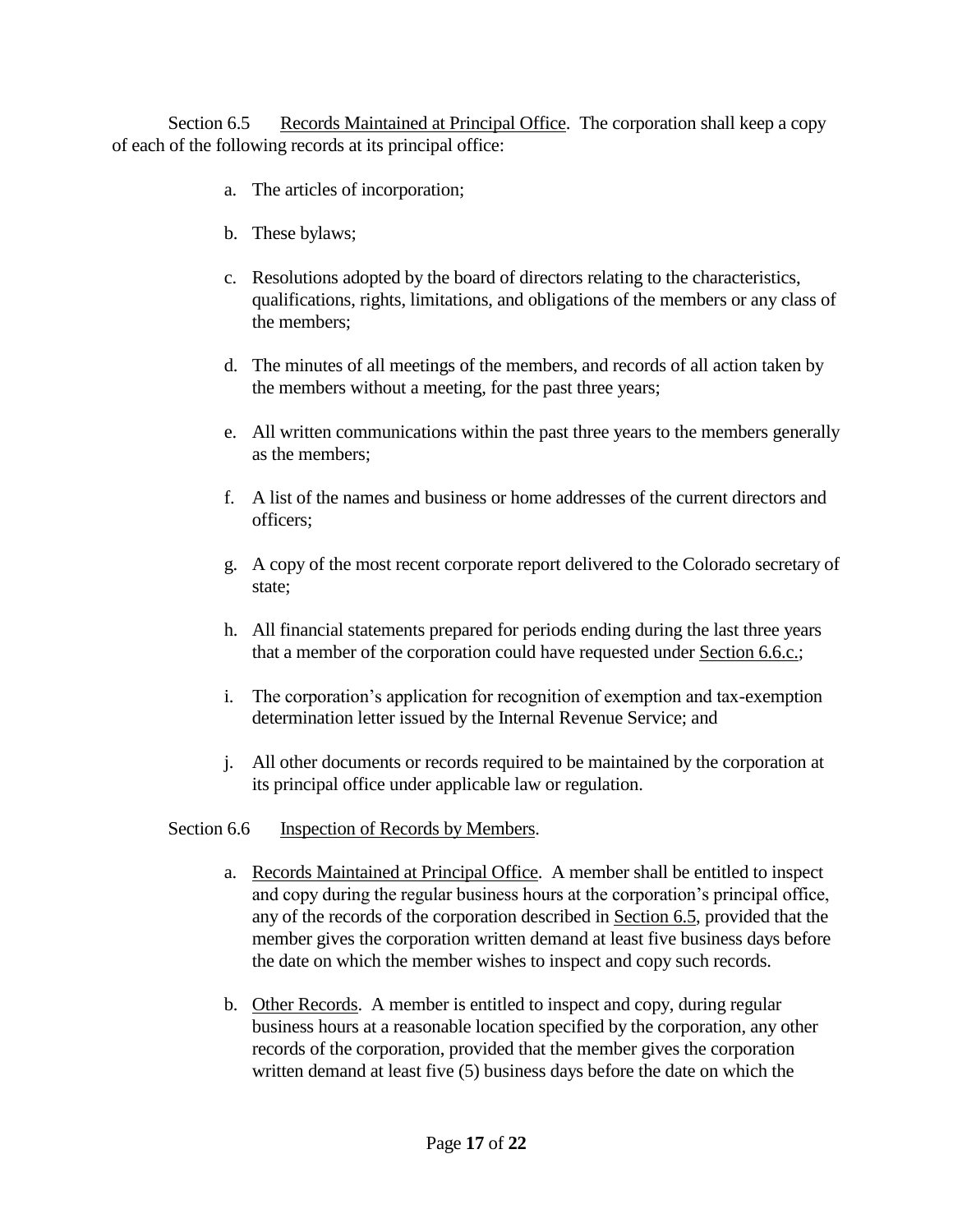Section 6.5 <u>Records Maintained at Principal Office</u>. The corporation shall keep a copy of each of the following records at its principal office:

a. The articles of incorporation;

b. These bylaws;

c. Resolutions adopted by the board of directors relating to the characteristics, qualifications, rights, limitations, and obligations of the members or any class of the members;

d. The minutes of all meetings of the members, and records of all action taken by the members without a meeting, for the past three years;

e. All written communications within the past three years to the members generally as the members;

f. A list of the names and business or home addresses of the current directors and officers;

g. A copy of the most recent corporate report delivered to the Colorado secretary of state;

h. All financial statements prepared for periods ending during the last three years that a member of the corporation could have requested under <u>Section 6.6.c.</u>;

i. The corporation's application for recognition of exemption and tax-exemption determination letter issued by the Internal Revenue Service; and

j. All other documents or records required to be maintained by the corporation at its principal office under applicable law or regulation.

Section 6.6 <u>Inspection of Records by Members</u>.

a. <u>Records Maintained at Principal Office</u>. A member shall be entitled to inspect and copy during the regular business hours at the corporation's principal office, any of the records of the corporation described in <u>Section 6.5</u>, provided that the member gives the corporation written demand at least five business days before the date on which the member wishes to inspect and copy such records.

b. <u>Other Records</u>. A member is entitled to inspect and copy, during regular business hours at a reasonable location specified by the corporation, any other records of the corporation, provided that the member gives the corporation written demand at least five (5) business days before the date on which the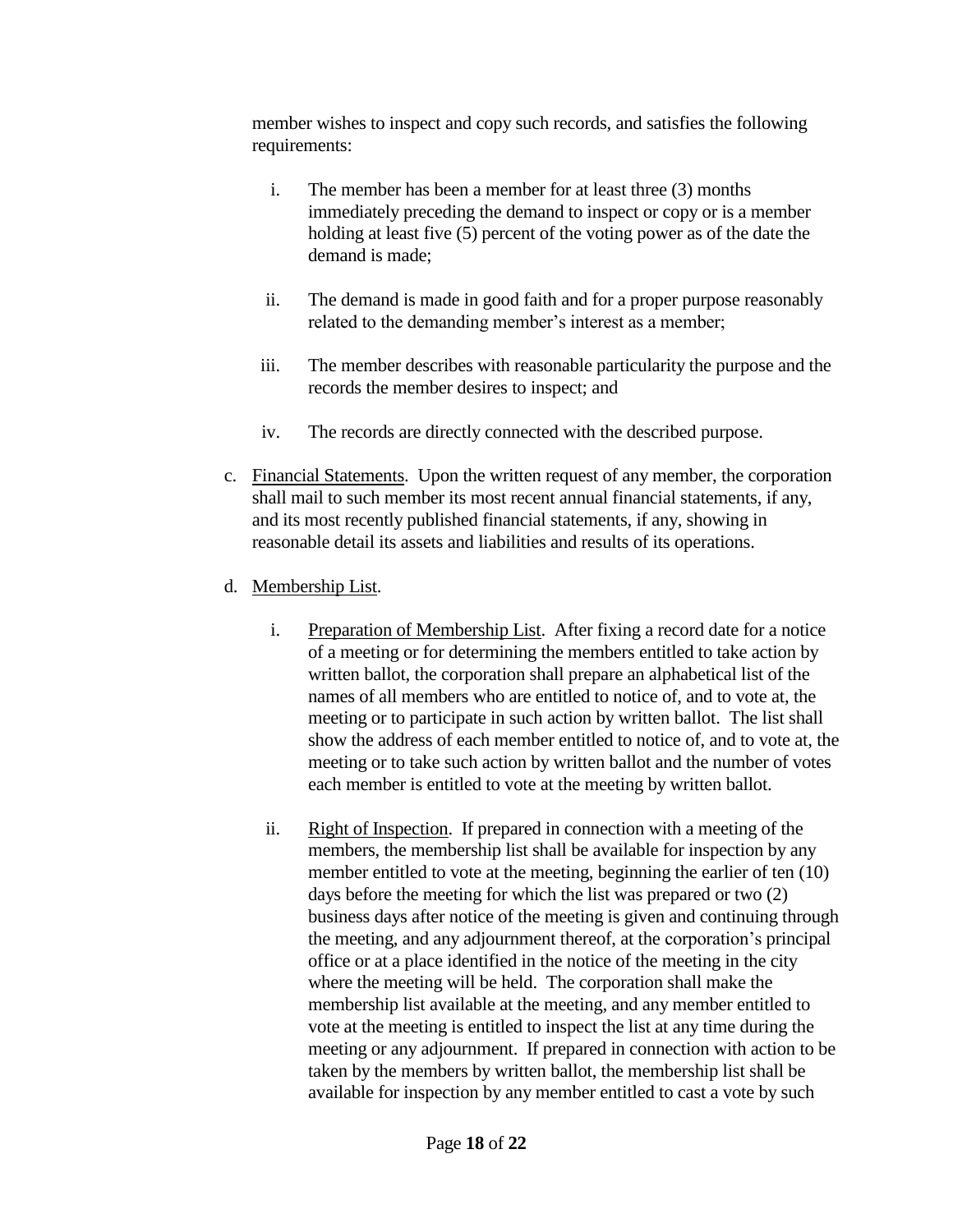member wishes to inspect and copy such records, and satisfies the following requirements:

i. The member has been a member for at least three (3) months immediately preceding the demand to inspect or copy or is a member holding at least five (5) percent of the voting power as of the date the demand is made;

ii. The demand is made in good faith and for a proper purpose reasonably related to the demanding member's interest as a member;

iii. The member describes with reasonable particularity the purpose and the records the member desires to inspect; and

iv. The records are directly connected with the described purpose.

c. Financial Statements. Upon the written request of any member, the corporation shall mail to such member its most recent annual financial statements, if any, and its most recently published financial statements, if any, showing in reasonable detail its assets and liabilities and results of its operations.

d. Membership List.

i. Preparation of Membership List. After fixing a record date for a notice of a meeting or for determining the members entitled to take action by written ballot, the corporation shall prepare an alphabetical list of the names of all members who are entitled to notice of, and to vote at, the meeting or to participate in such action by written ballot. The list shall show the address of each member entitled to notice of, and to vote at, the meeting or to take such action by written ballot and the number of votes each member is entitled to vote at the meeting by written ballot.

ii. Right of Inspection. If prepared in connection with a meeting of the members, the membership list shall be available for inspection by any member entitled to vote at the meeting, beginning the earlier of ten (10) days before the meeting for which the list was prepared or two (2) business days after notice of the meeting is given and continuing through the meeting, and any adjournment thereof, at the corporation's principal office or at a place identified in the notice of the meeting in the city where the meeting will be held. The corporation shall make the membership list available at the meeting, and any member entitled to vote at the meeting is entitled to inspect the list at any time during the meeting or any adjournment. If prepared in connection with action to be taken by the members by written ballot, the membership list shall be available for inspection by any member entitled to cast a vote by such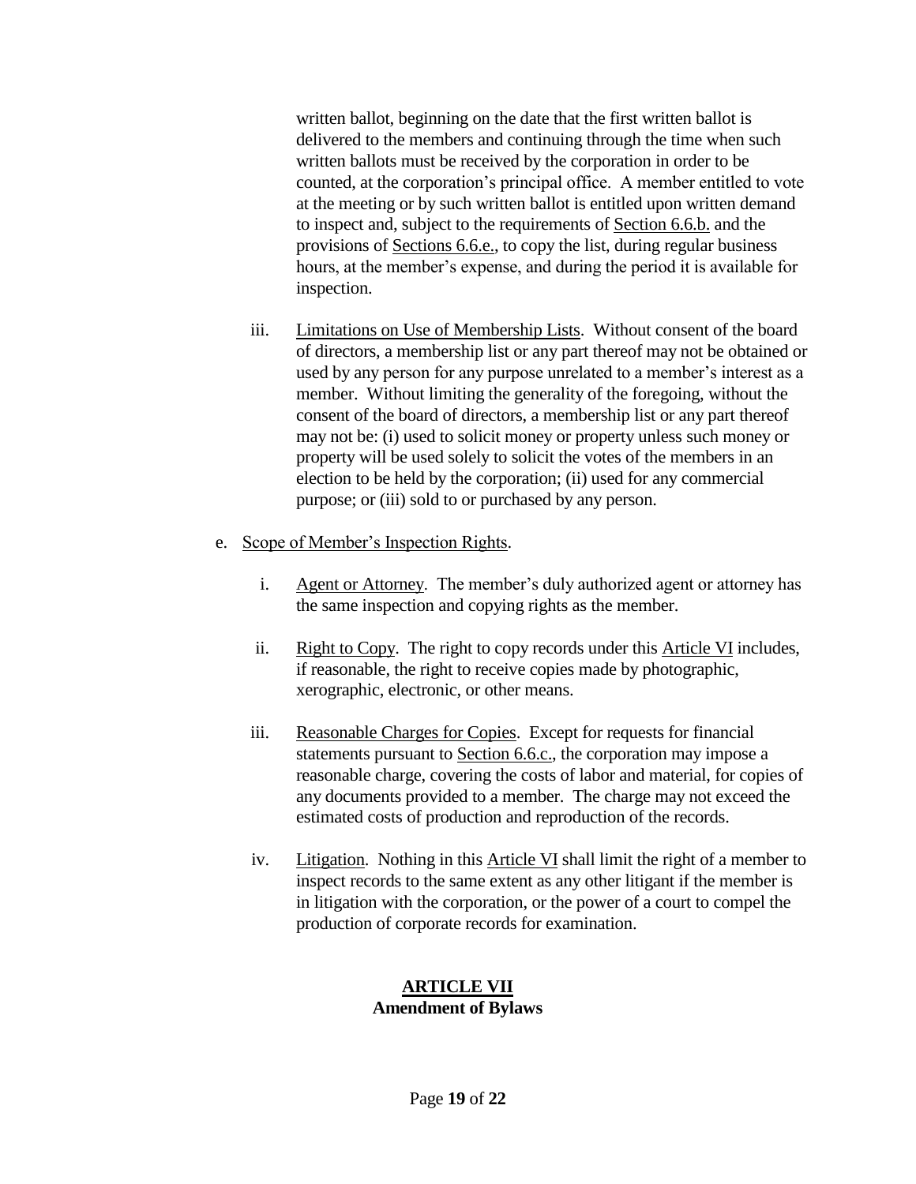written ballot, beginning on the date that the first written ballot is delivered to the members and continuing through the time when such written ballots must be received by the corporation in order to be counted, at the corporation's principal office. A member entitled to vote at the meeting or by such written ballot is entitled upon written demand to inspect and, subject to the requirements of Section 6.6.b. and the provisions of Sections 6.6.e., to copy the list, during regular business hours, at the member's expense, and during the period it is available for inspection.

iii. Limitations on Use of Membership Lists. Without consent of the board of directors, a membership list or any part thereof may not be obtained or used by any person for any purpose unrelated to a member's interest as a member. Without limiting the generality of the foregoing, without the consent of the board of directors, a membership list or any part thereof may not be: (i) used to solicit money or property unless such money or property will be used solely to solicit the votes of the members in an election to be held by the corporation; (ii) used for any commercial purpose; or (iii) sold to or purchased by any person.

e. Scope of Member's Inspection Rights.

i. Agent or Attorney. The member's duly authorized agent or attorney has the same inspection and copying rights as the member.

ii. Right to Copy. The right to copy records under this Article VI includes, if reasonable, the right to receive copies made by photographic, xerographic, electronic, or other means.

iii. Reasonable Charges for Copies. Except for requests for financial statements pursuant to Section 6.6.c., the corporation may impose a reasonable charge, covering the costs of labor and material, for copies of any documents provided to a member. The charge may not exceed the estimated costs of production and reproduction of the records.

iv. Litigation. Nothing in this Article VI shall limit the right of a member to inspect records to the same extent as any other litigant if the member is in litigation with the corporation, or the power of a court to compel the production of corporate records for examination.

## ARTICLE VII
## Amendment of Bylaws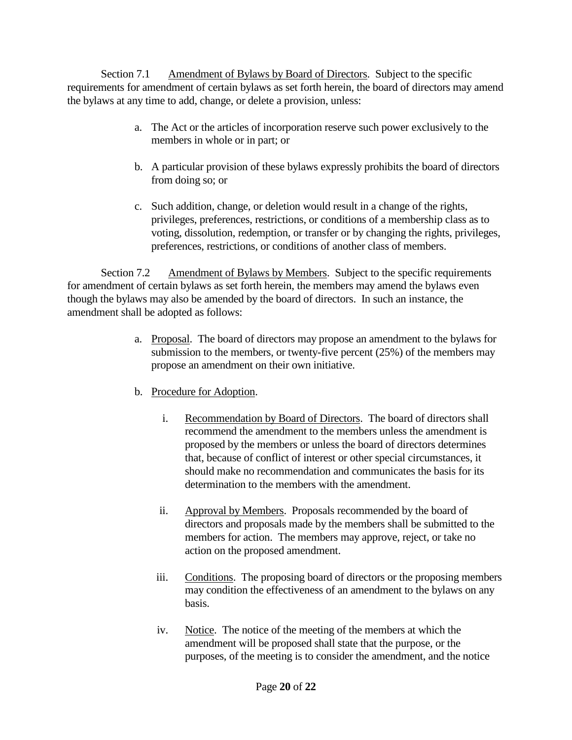Section 7.1 Amendment of Bylaws by Board of Directors. Subject to the specific requirements for amendment of certain bylaws as set forth herein, the board of directors may amend the bylaws at any time to add, change, or delete a provision, unless:

a. The Act or the articles of incorporation reserve such power exclusively to the members in whole or in part; or

b. A particular provision of these bylaws expressly prohibits the board of directors from doing so; or

c. Such addition, change, or deletion would result in a change of the rights, privileges, preferences, restrictions, or conditions of a membership class as to voting, dissolution, redemption, or transfer or by changing the rights, privileges, preferences, restrictions, or conditions of another class of members.

Section 7.2 Amendment of Bylaws by Members. Subject to the specific requirements for amendment of certain bylaws as set forth herein, the members may amend the bylaws even though the bylaws may also be amended by the board of directors. In such an instance, the amendment shall be adopted as follows:

a. Proposal. The board of directors may propose an amendment to the bylaws for submission to the members, or twenty-five percent (25%) of the members may propose an amendment on their own initiative.

b. Procedure for Adoption.

   i. Recommendation by Board of Directors. The board of directors shall recommend the amendment to the members unless the amendment is proposed by the members or unless the board of directors determines that, because of conflict of interest or other special circumstances, it should make no recommendation and communicates the basis for its determination to the members with the amendment.

   ii. Approval by Members. Proposals recommended by the board of directors and proposals made by the members shall be submitted to the members for action. The members may approve, reject, or take no action on the proposed amendment.

   iii. Conditions. The proposing board of directors or the proposing members may condition the effectiveness of an amendment to the bylaws on any basis.

   iv. Notice. The notice of the meeting of the members at which the amendment will be proposed shall state that the purpose, or the purposes, of the meeting is to consider the amendment, and the notice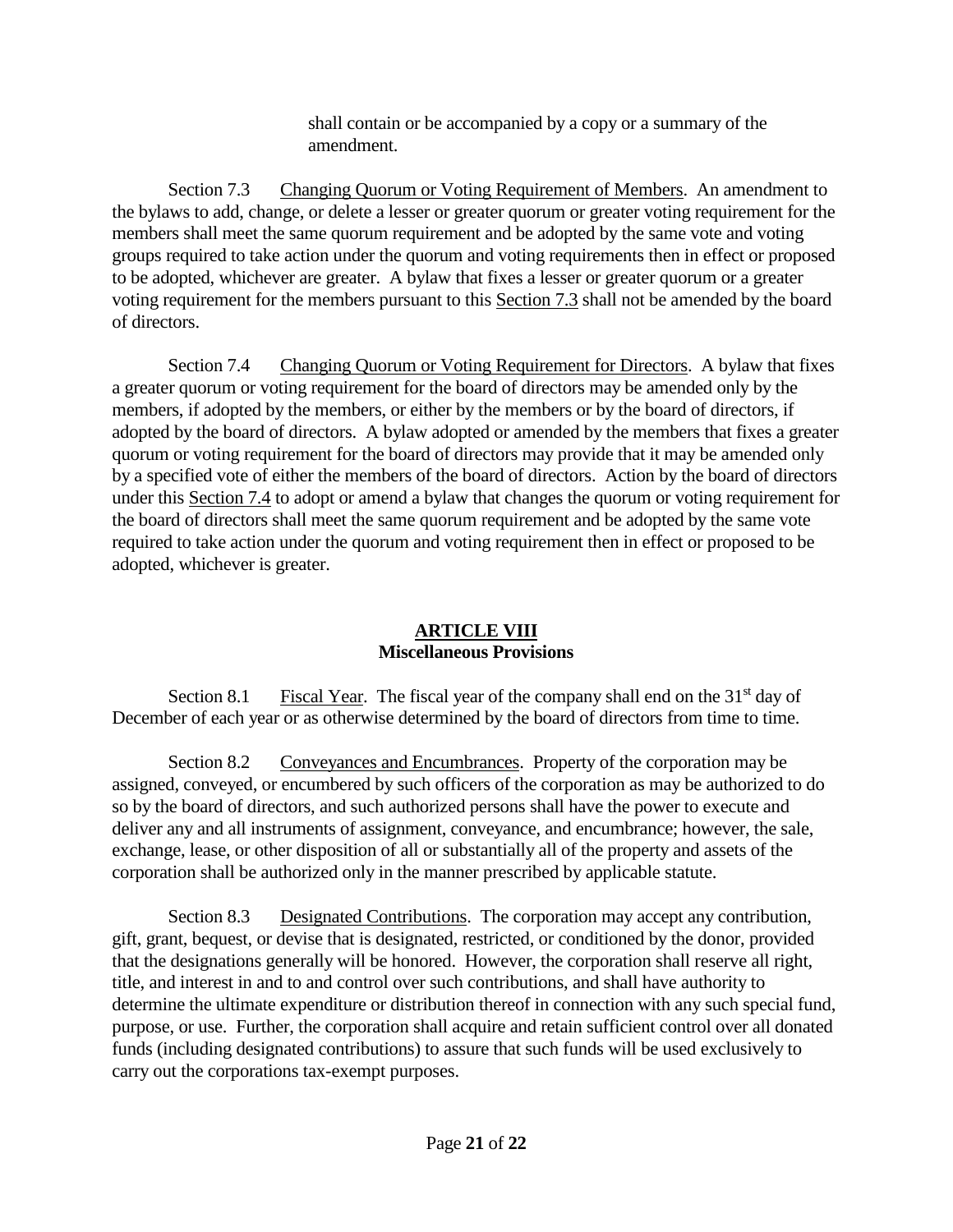shall contain or be accompanied by a copy or a summary of the amendment.

Section 7.3 Changing Quorum or Voting Requirement of Members. An amendment to the bylaws to add, change, or delete a lesser or greater quorum or greater voting requirement for the members shall meet the same quorum requirement and be adopted by the same vote and voting groups required to take action under the quorum and voting requirements then in effect or proposed to be adopted, whichever are greater. A bylaw that fixes a lesser or greater quorum or a greater voting requirement for the members pursuant to this Section 7.3 shall not be amended by the board of directors.

Section 7.4 Changing Quorum or Voting Requirement for Directors. A bylaw that fixes a greater quorum or voting requirement for the board of directors may be amended only by the members, if adopted by the members, or either by the members or by the board of directors, if adopted by the board of directors. A bylaw adopted or amended by the members that fixes a greater quorum or voting requirement for the board of directors may provide that it may be amended only by a specified vote of either the members of the board of directors. Action by the board of directors under this Section 7.4 to adopt or amend a bylaw that changes the quorum or voting requirement for the board of directors shall meet the same quorum requirement and be adopted by the same vote required to take action under the quorum and voting requirement then in effect or proposed to be adopted, whichever is greater.

## ARTICLE VIII
## Miscellaneous Provisions

Section 8.1 Fiscal Year. The fiscal year of the company shall end on the 31st day of December of each year or as otherwise determined by the board of directors from time to time.

Section 8.2 Conveyances and Encumbrances. Property of the corporation may be assigned, conveyed, or encumbered by such officers of the corporation as may be authorized to do so by the board of directors, and such authorized persons shall have the power to execute and deliver any and all instruments of assignment, conveyance, and encumbrance; however, the sale, exchange, lease, or other disposition of all or substantially all of the property and assets of the corporation shall be authorized only in the manner prescribed by applicable statute.

Section 8.3 Designated Contributions. The corporation may accept any contribution, gift, grant, bequest, or devise that is designated, restricted, or conditioned by the donor, provided that the designations generally will be honored. However, the corporation shall reserve all right, title, and interest in and to and control over such contributions, and shall have authority to determine the ultimate expenditure or distribution thereof in connection with any such special fund, purpose, or use. Further, the corporation shall acquire and retain sufficient control over all donated funds (including designated contributions) to assure that such funds will be used exclusively to carry out the corporations tax-exempt purposes.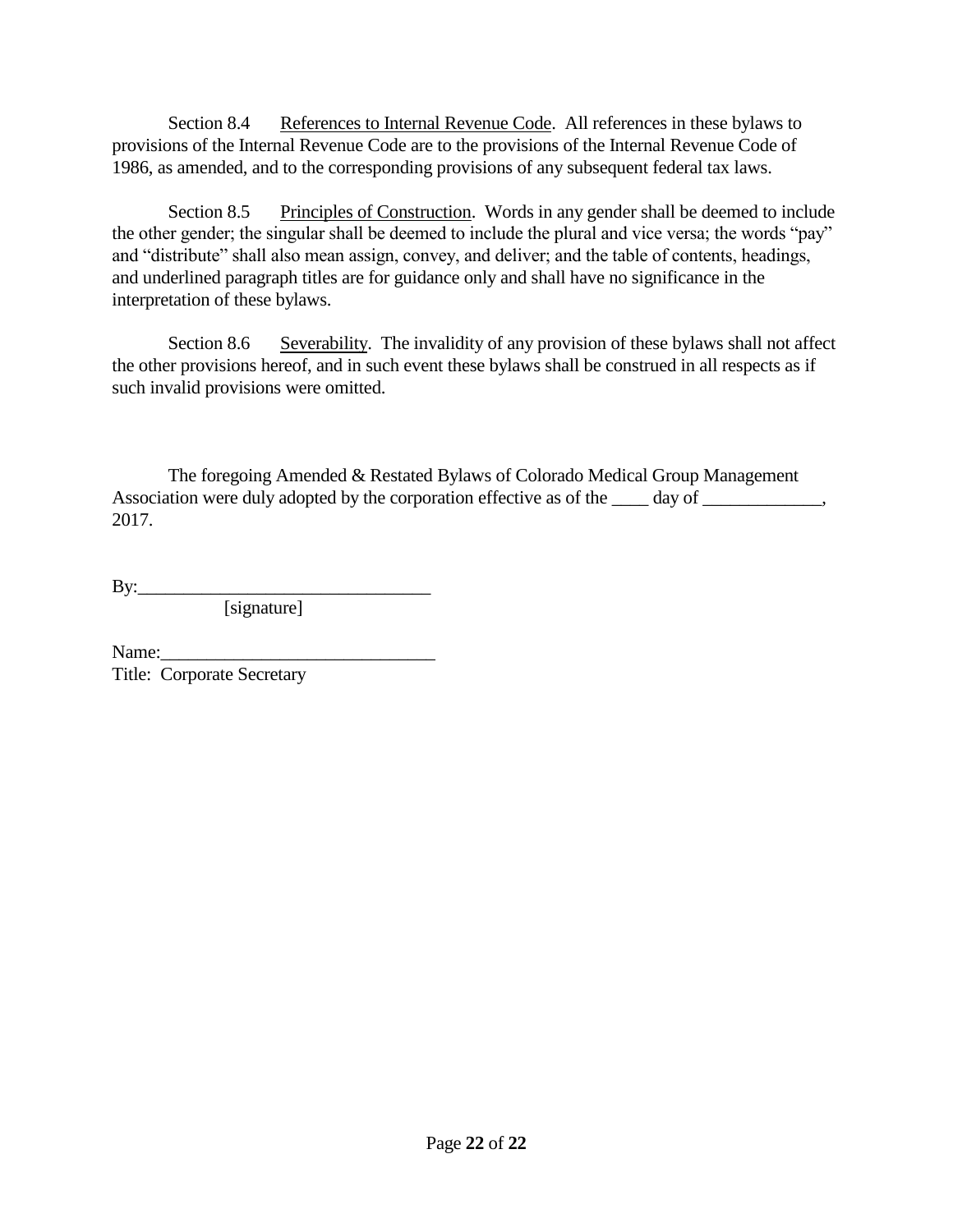Section 8.4 References to Internal Revenue Code. All references in these bylaws to provisions of the Internal Revenue Code are to the provisions of the Internal Revenue Code of 1986, as amended, and to the corresponding provisions of any subsequent federal tax laws.

Section 8.5 Principles of Construction. Words in any gender shall be deemed to include the other gender; the singular shall be deemed to include the plural and vice versa; the words "pay" and "distribute" shall also mean assign, convey, and deliver; and the table of contents, headings, and underlined paragraph titles are for guidance only and shall have no significance in the interpretation of these bylaws.

Section 8.6 Severability. The invalidity of any provision of these bylaws shall not affect the other provisions hereof, and in such event these bylaws shall be construed in all respects as if such invalid provisions were omitted.

The foregoing Amended & Restated Bylaws of Colorado Medical Group Management Association were duly adopted by the corporation effective as of the ____ day of _____________, 2017.

By:_______________________________
[signature]

Name:_____________________________
Title: Corporate Secretary